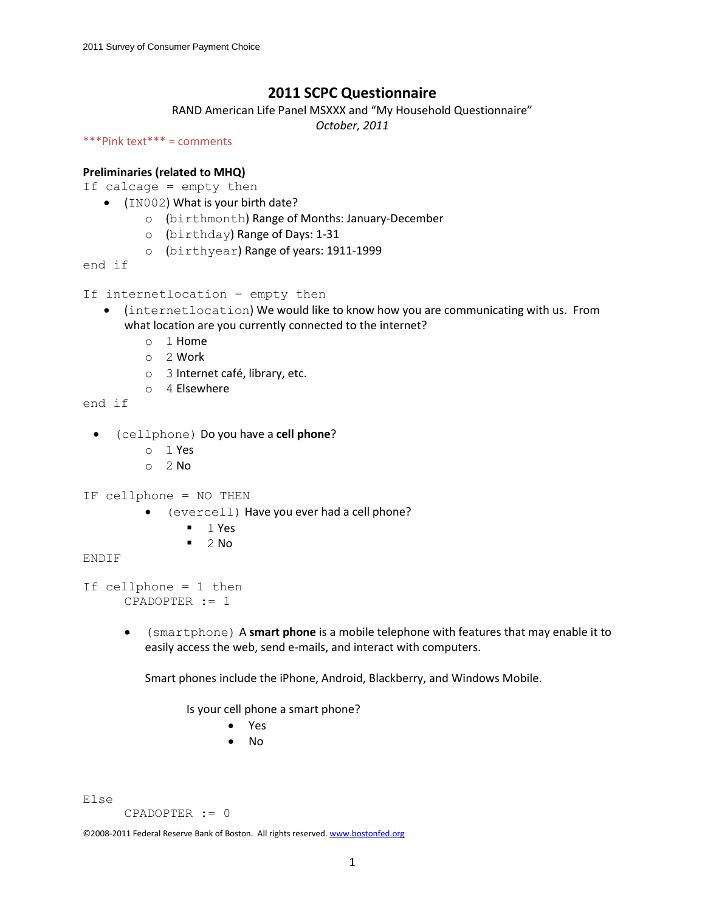# 2011 SCPC Questionnaire

RAND American Life Panel MSXXX and "My Household Questionnaire"

*October, 2011*

\*\*\*Pink text\*\*\* = comments

**Preliminaries (related to MHQ)**

If calcage = empty then

- (IN002) What is your birth date?
  - (birthmonth) Range of Months: January-December
  - (birthday) Range of Days: 1-31
  - (birthyear) Range of years: 1911-1999

end if

If internetlocation = empty then

- (internetlocation) We would like to know how you are communicating with us. From what location are you currently connected to the internet?
  - 1 Home
  - 2 Work
  - 3 Internet café, library, etc.
  - 4 Elsewhere

end if

- (cellphone) Do you have a **cell phone**?
  - 1 Yes
  - 2 No

IF cellphone = NO THEN

- (evercell) Have you ever had a cell phone?
  - 1 Yes
  - 2 No

ENDIF

If cellphone = 1 then

CPADOPTER := 1

- (smartphone) A **smart phone** is a mobile telephone with features that may enable it to easily access the web, send e-mails, and interact with computers.

  Smart phones include the iPhone, Android, Blackberry, and Windows Mobile.

  Is your cell phone a smart phone?
  - Yes
  - No

Else

CPADOPTER := 0

©2008-2011 Federal Reserve Bank of Boston. All rights reserved. www.bostonfed.org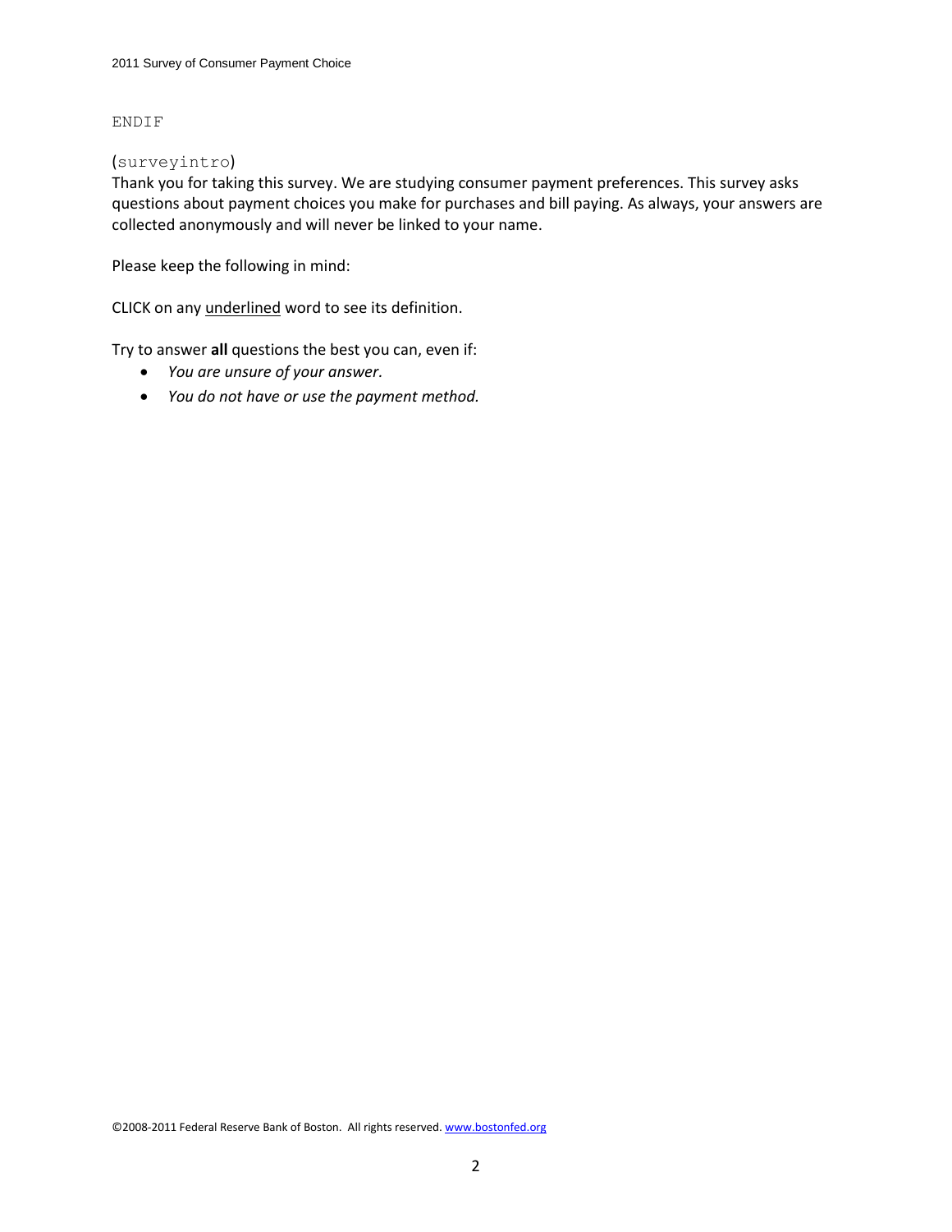ENDIF

(surveyintro)
Thank you for taking this survey. We are studying consumer payment preferences. This survey asks questions about payment choices you make for purchases and bill paying. As always, your answers are collected anonymously and will never be linked to your name.

Please keep the following in mind:

CLICK on any <u>underlined</u> word to see its definition.

Try to answer **all** questions the best you can, even if:

- *You are unsure of your answer.*
- *You do not have or use the payment method.*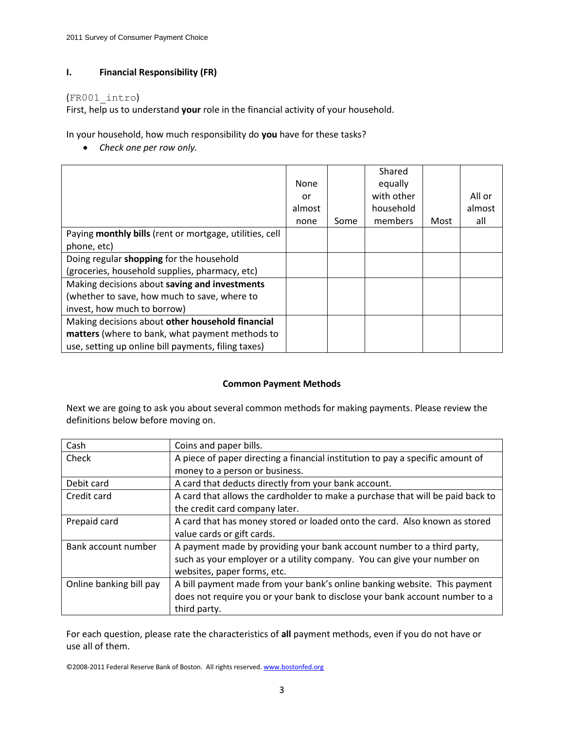## I. Financial Responsibility (FR)

(FR001_intro)
First, help us to understand **your** role in the financial activity of your household.

In your household, how much responsibility do **you** have for these tasks?

- *Check one per row only.*

| | None or almost none | Some | Shared equally with other household members | Most | All or almost all |
|---|---|---|---|---|---|
| Paying **monthly bills** (rent or mortgage, utilities, cell phone, etc) | | | | | |
| Doing regular **shopping** for the household (groceries, household supplies, pharmacy, etc) | | | | | |
| Making decisions about **saving and investments** (whether to save, how much to save, where to invest, how much to borrow) | | | | | |
| Making decisions about **other household financial matters** (where to bank, what payment methods to use, setting up online bill payments, filing taxes) | | | | | |

### Common Payment Methods

Next we are going to ask you about several common methods for making payments. Please review the definitions below before moving on.

| | |
|---|---|
| Cash | Coins and paper bills. |
| Check | A piece of paper directing a financial institution to pay a specific amount of money to a person or business. |
| Debit card | A card that deducts directly from your bank account. |
| Credit card | A card that allows the cardholder to make a purchase that will be paid back to the credit card company later. |
| Prepaid card | A card that has money stored or loaded onto the card. Also known as stored value cards or gift cards. |
| Bank account number | A payment made by providing your bank account number to a third party, such as your employer or a utility company. You can give your number on websites, paper forms, etc. |
| Online banking bill pay | A bill payment made from your bank's online banking website. This payment does not require you or your bank to disclose your bank account number to a third party. |

For each question, please rate the characteristics of **all** payment methods, even if you do not have or use all of them.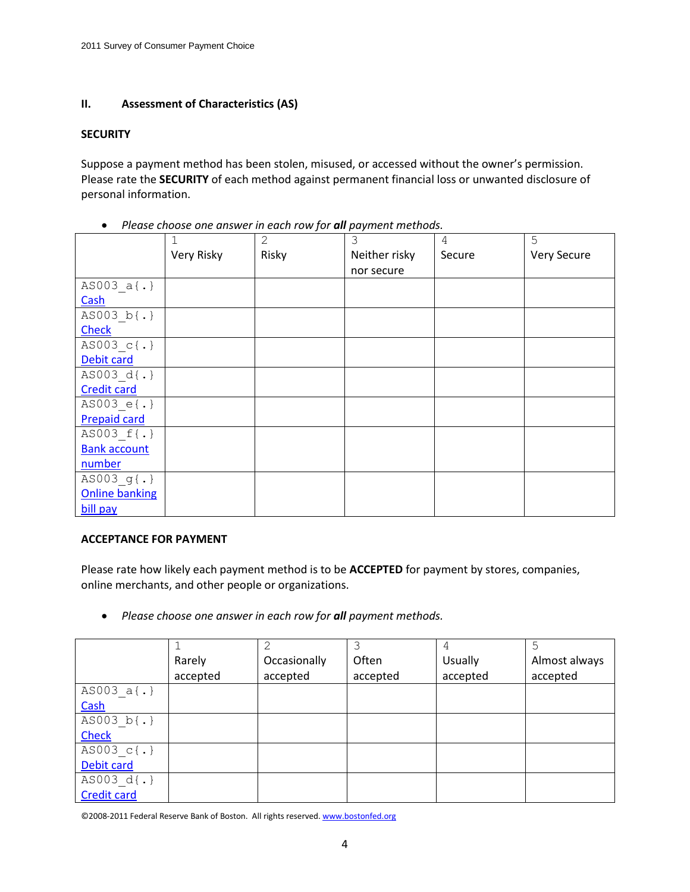## II. Assessment of Characteristics (AS)

**SECURITY**

Suppose a payment method has been stolen, misused, or accessed without the owner's permission. Please rate the **SECURITY** of each method against permanent financial loss or unwanted disclosure of personal information.

- *Please choose one answer in each row for **all** payment methods.*

| | 1<br>Very Risky | 2<br>Risky | 3<br>Neither risky nor secure | 4<br>Secure | 5<br>Very Secure |
|---|---|---|---|---|---|
| AS003_a{.}<br>Cash | | | | | |
| AS003_b{.}<br>Check | | | | | |
| AS003_c{.}<br>Debit card | | | | | |
| AS003_d{.}<br>Credit card | | | | | |
| AS003_e{.}<br>Prepaid card | | | | | |
| AS003_f{.}<br>Bank account number | | | | | |
| AS003_g{.}<br>Online banking bill pay | | | | | |

**ACCEPTANCE FOR PAYMENT**

Please rate how likely each payment method is to be **ACCEPTED** for payment by stores, companies, online merchants, and other people or organizations.

- *Please choose one answer in each row for **all** payment methods.*

| | 1<br>Rarely accepted | 2<br>Occasionally accepted | 3<br>Often accepted | 4<br>Usually accepted | 5<br>Almost always accepted |
|---|---|---|---|---|---|
| AS003_a{.}<br>Cash | | | | | |
| AS003_b{.}<br>Check | | | | | |
| AS003_c{.}<br>Debit card | | | | | |
| AS003_d{.}<br>Credit card | | | | | |

©2008-2011 Federal Reserve Bank of Boston. All rights reserved. www.bostonfed.org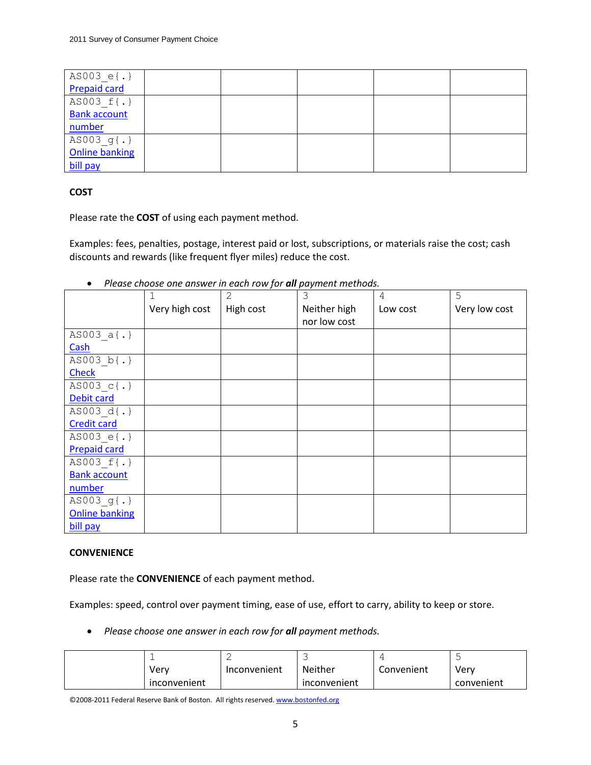| | | | | | |
|---|---|---|---|---|---|
| AS003_e{.} Prepaid card | | | | | |
| AS003_f{.} Bank account number | | | | | |
| AS003_g{.} Online banking bill pay | | | | | |

**COST**

Please rate the **COST** of using each payment method.

Examples: fees, penalties, postage, interest paid or lost, subscriptions, or materials raise the cost; cash discounts and rewards (like frequent flyer miles) reduce the cost.

- *Please choose one answer in each row for **all** payment methods.*

| | 1 Very high cost | 2 High cost | 3 Neither high nor low cost | 4 Low cost | 5 Very low cost |
|---|---|---|---|---|---|
| AS003_a{.} Cash | | | | | |
| AS003_b{.} Check | | | | | |
| AS003_c{.} Debit card | | | | | |
| AS003_d{.} Credit card | | | | | |
| AS003_e{.} Prepaid card | | | | | |
| AS003_f{.} Bank account number | | | | | |
| AS003_g{.} Online banking bill pay | | | | | |

**CONVENIENCE**

Please rate the **CONVENIENCE** of each payment method.

Examples: speed, control over payment timing, ease of use, effort to carry, ability to keep or store.

- *Please choose one answer in each row for **all** payment methods.*

| | 1 Very inconvenient | 2 Inconvenient | 3 Neither inconvenient | 4 Convenient | 5 Very convenient |
|---|---|---|---|---|---|

©2008-2011 Federal Reserve Bank of Boston. All rights reserved. www.bostonfed.org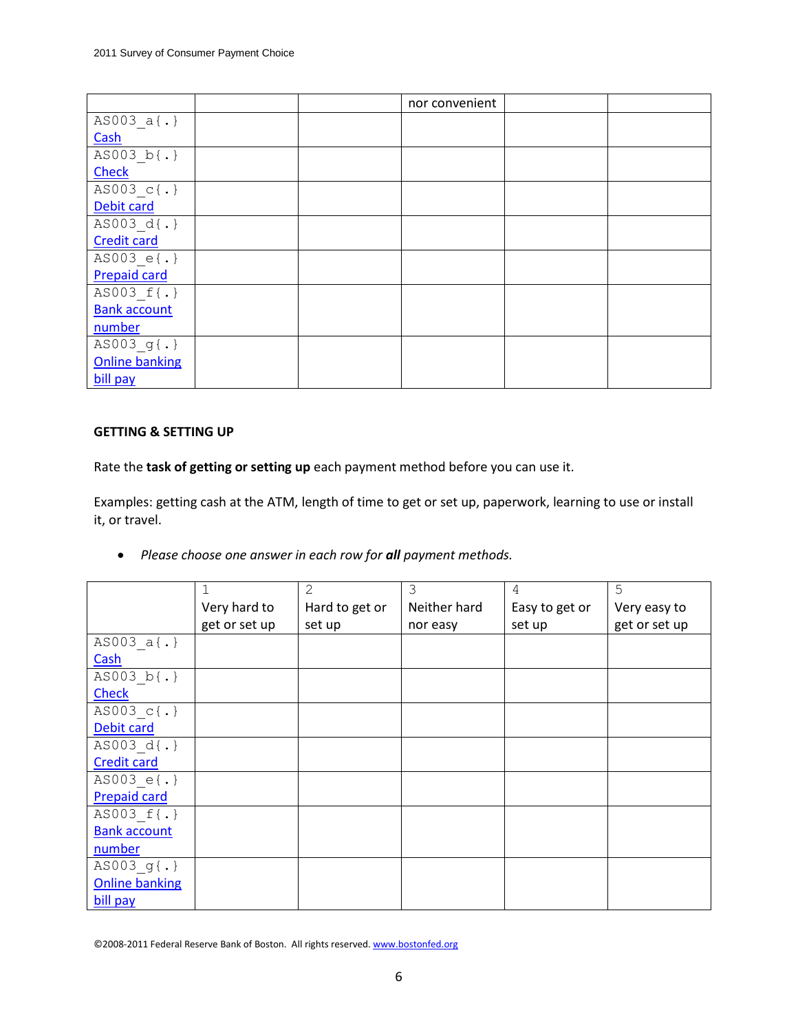| | | | nor convenient | | |
|---|---|---|---|---|---|
| AS003_a{.} Cash | | | | | |
| AS003_b{.} Check | | | | | |
| AS003_c{.} Debit card | | | | | |
| AS003_d{.} Credit card | | | | | |
| AS003_e{.} Prepaid card | | | | | |
| AS003_f{.} Bank account number | | | | | |
| AS003_g{.} Online banking bill pay | | | | | |

**GETTING & SETTING UP**

Rate the **task of getting or setting up** each payment method before you can use it.

Examples: getting cash at the ATM, length of time to get or set up, paperwork, learning to use or install it, or travel.

- *Please choose one answer in each row for* ***all*** *payment methods.*

| | 1 Very hard to get or set up | 2 Hard to get or set up | 3 Neither hard nor easy | 4 Easy to get or set up | 5 Very easy to get or set up |
|---|---|---|---|---|---|
| AS003_a{.} Cash | | | | | |
| AS003_b{.} Check | | | | | |
| AS003_c{.} Debit card | | | | | |
| AS003_d{.} Credit card | | | | | |
| AS003_e{.} Prepaid card | | | | | |
| AS003_f{.} Bank account number | | | | | |
| AS003_g{.} Online banking bill pay | | | | | |

©2008-2011 Federal Reserve Bank of Boston. All rights reserved. www.bostonfed.org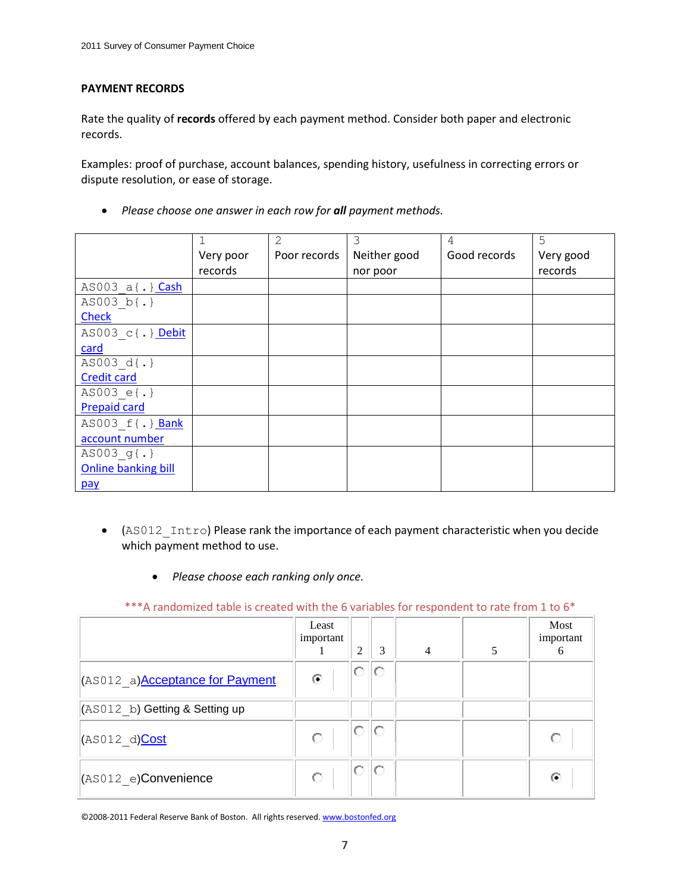## PAYMENT RECORDS

Rate the quality of **records** offered by each payment method. Consider both paper and electronic records.

Examples: proof of purchase, account balances, spending history, usefulness in correcting errors or dispute resolution, or ease of storage.

- *Please choose one answer in each row for **all** payment methods.*

| | 1 Very poor records | 2 Poor records | 3 Neither good nor poor | 4 Good records | 5 Very good records |
|---|---|---|---|---|---|
| AS003_a{.} Cash | | | | | |
| AS003_b{.} Check | | | | | |
| AS003_c{.} Debit card | | | | | |
| AS003_d{.} Credit card | | | | | |
| AS003_e{.} Prepaid card | | | | | |
| AS003_f{.} Bank account number | | | | | |
| AS003_g{.} Online banking bill pay | | | | | |

- (AS012_Intro) Please rank the importance of each payment characteristic when you decide which payment method to use.
  - *Please choose each ranking only once.*

***A randomized table is created with the 6 variables for respondent to rate from 1 to 6*

| | Least important 1 | 2 | 3 | 4 | 5 | Most important 6 |
|---|---|---|---|---|---|---|
| (AS012_a)Acceptance for Payment | ◉ | ○ | ○ | | | |
| (AS012_b) Getting & Setting up | | | | | | |
| (AS012_d)Cost | ○ | ○ | ○ | | | ○ |
| (AS012_e)Convenience | ○ | ○ | ○ | | | ◉ |

©2008-2011 Federal Reserve Bank of Boston. All rights reserved. www.bostonfed.org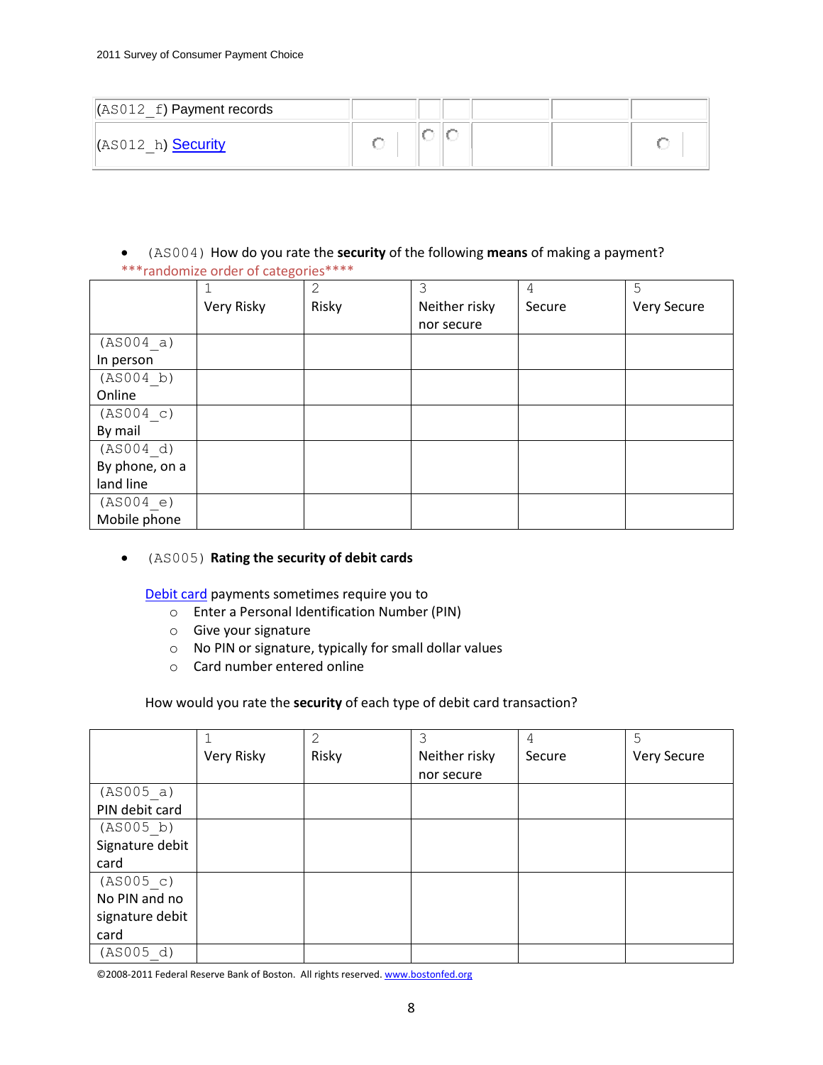| (AS012_f) Payment records | | | | | | |
|---|---|---|---|---|---|---|
| (AS012_h) Security | ○ | ○ | ○ | | | ○ |

- (AS004) How do you rate the **security** of the following **means** of making a payment?
***randomize order of categories****

| | 1 Very Risky | 2 Risky | 3 Neither risky nor secure | 4 Secure | 5 Very Secure |
|---|---|---|---|---|---|
| (AS004_a) In person | | | | | |
| (AS004_b) Online | | | | | |
| (AS004_c) By mail | | | | | |
| (AS004_d) By phone, on a land line | | | | | |
| (AS004_e) Mobile phone | | | | | |

- (AS005) **Rating the security of debit cards**

Debit card payments sometimes require you to

- Enter a Personal Identification Number (PIN)
- Give your signature
- No PIN or signature, typically for small dollar values
- Card number entered online

How would you rate the **security** of each type of debit card transaction?

| | 1 Very Risky | 2 Risky | 3 Neither risky nor secure | 4 Secure | 5 Very Secure |
|---|---|---|---|---|---|
| (AS005_a) PIN debit card | | | | | |
| (AS005_b) Signature debit card | | | | | |
| (AS005_c) No PIN and no signature debit card | | | | | |
| (AS005_d) | | | | | |

©2008-2011 Federal Reserve Bank of Boston. All rights reserved. www.bostonfed.org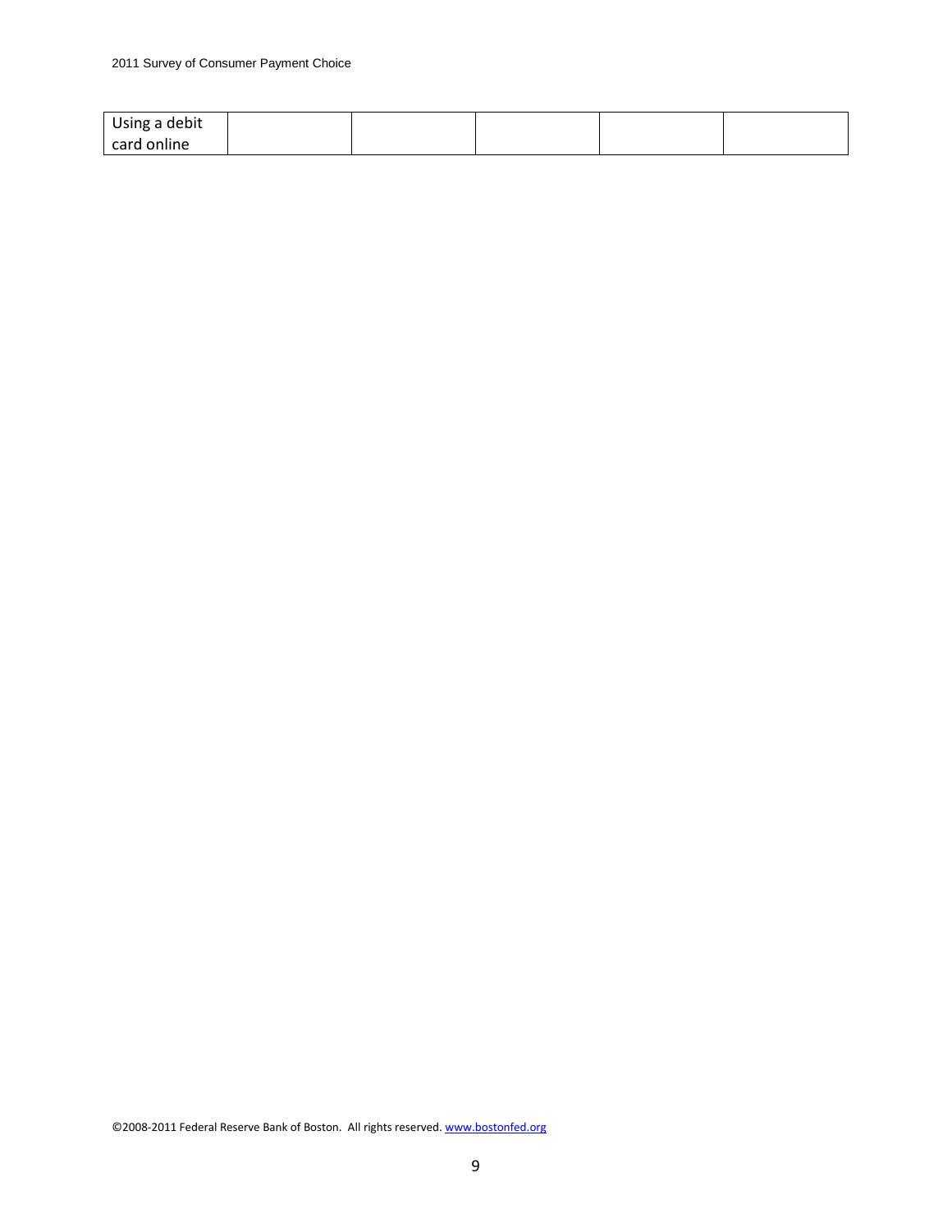| Using a debit card online | | | | | |
|---|---|---|---|---|---|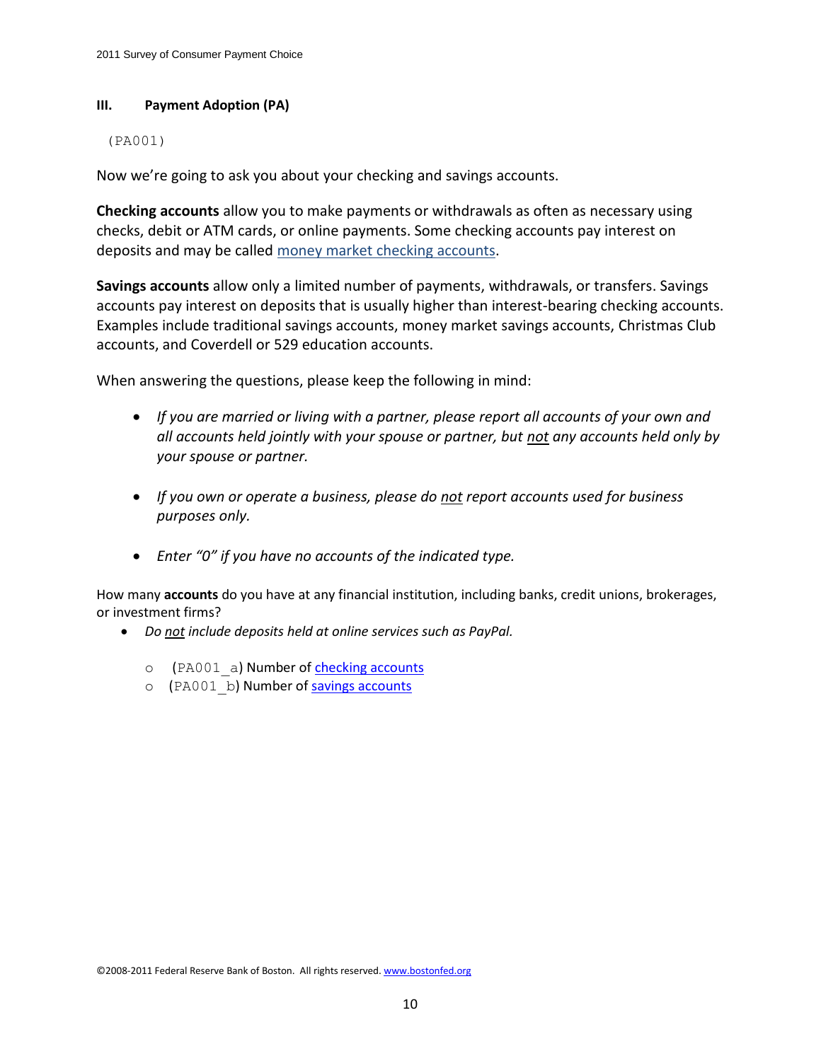## III. Payment Adoption (PA)

(PA001)

Now we're going to ask you about your checking and savings accounts.

**Checking accounts** allow you to make payments or withdrawals as often as necessary using checks, debit or ATM cards, or online payments. Some checking accounts pay interest on deposits and may be called money market checking accounts.

**Savings accounts** allow only a limited number of payments, withdrawals, or transfers. Savings accounts pay interest on deposits that is usually higher than interest-bearing checking accounts. Examples include traditional savings accounts, money market savings accounts, Christmas Club accounts, and Coverdell or 529 education accounts.

When answering the questions, please keep the following in mind:

- *If you are married or living with a partner, please report all accounts of your own and all accounts held jointly with your spouse or partner, but not any accounts held only by your spouse or partner.*
- *If you own or operate a business, please do not report accounts used for business purposes only.*
- *Enter "0" if you have no accounts of the indicated type.*

How many **accounts** do you have at any financial institution, including banks, credit unions, brokerages, or investment firms?

- *Do not include deposits held at online services such as PayPal.*
  - (PA001_a) Number of checking accounts
  - (PA001_b) Number of savings accounts

©2008-2011 Federal Reserve Bank of Boston. All rights reserved. www.bostonfed.org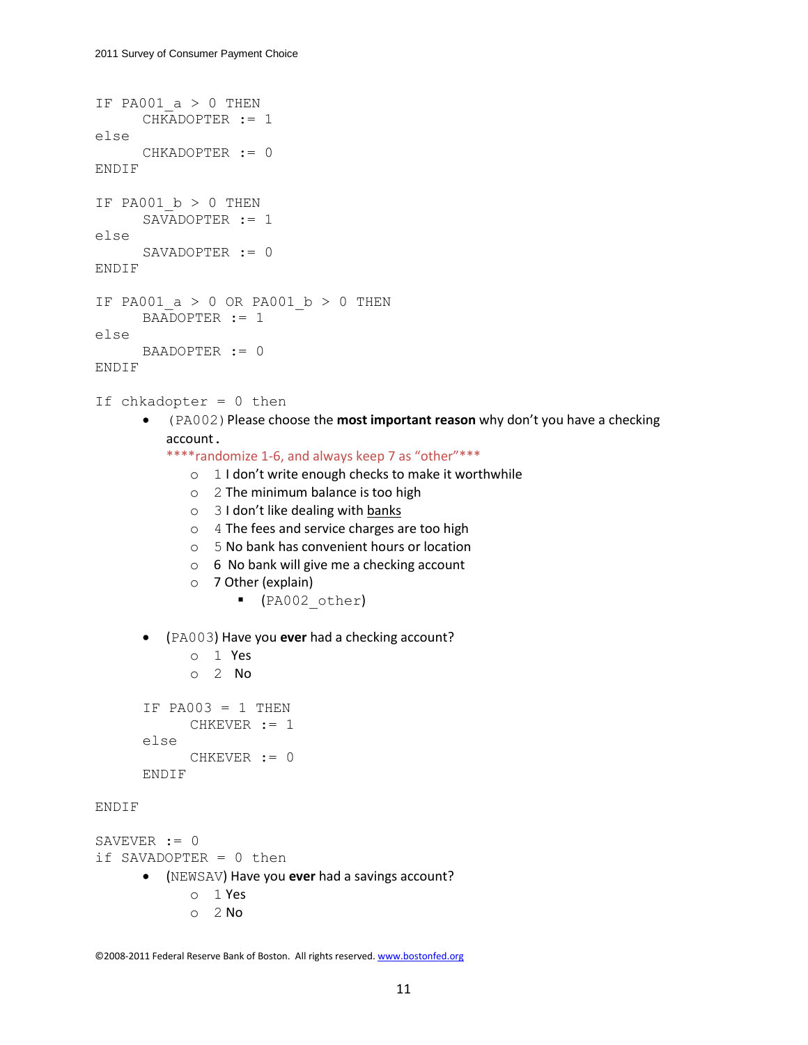```
IF PA001_a > 0 THEN
      CHKADOPTER := 1
else
      CHKADOPTER := 0
ENDIF

IF PA001_b > 0 THEN
      SAVADOPTER := 1
else
      SAVADOPTER := 0
ENDIF

IF PA001_a > 0 OR PA001_b > 0 THEN
      BAADOPTER := 1
else
      BAADOPTER := 0
ENDIF

If chkadopter = 0 then
```

- (PA002) Please choose the **most important reason** why don't you have a checking account.
  ****randomize 1-6, and always keep 7 as "other"***
  - 1 I don't write enough checks to make it worthwhile
  - 2 The minimum balance is too high
  - 3 I don't like dealing with banks
  - 4 The fees and service charges are too high
  - 5 No bank has convenient hours or location
  - 6 No bank will give me a checking account
  - 7 Other (explain)
    - (PA002_other)

- (PA003) Have you **ever** had a checking account?
  - 1 Yes
  - 2 No

```
      IF PA003 = 1 THEN
            CHKEVER := 1
      else
            CHKEVER := 0
      ENDIF

ENDIF

SAVEVER := 0
if SAVADOPTER = 0 then
```

- (NEWSAV) Have you **ever** had a savings account?
  - 1 Yes
  - 2 No

©2008-2011 Federal Reserve Bank of Boston. All rights reserved. www.bostonfed.org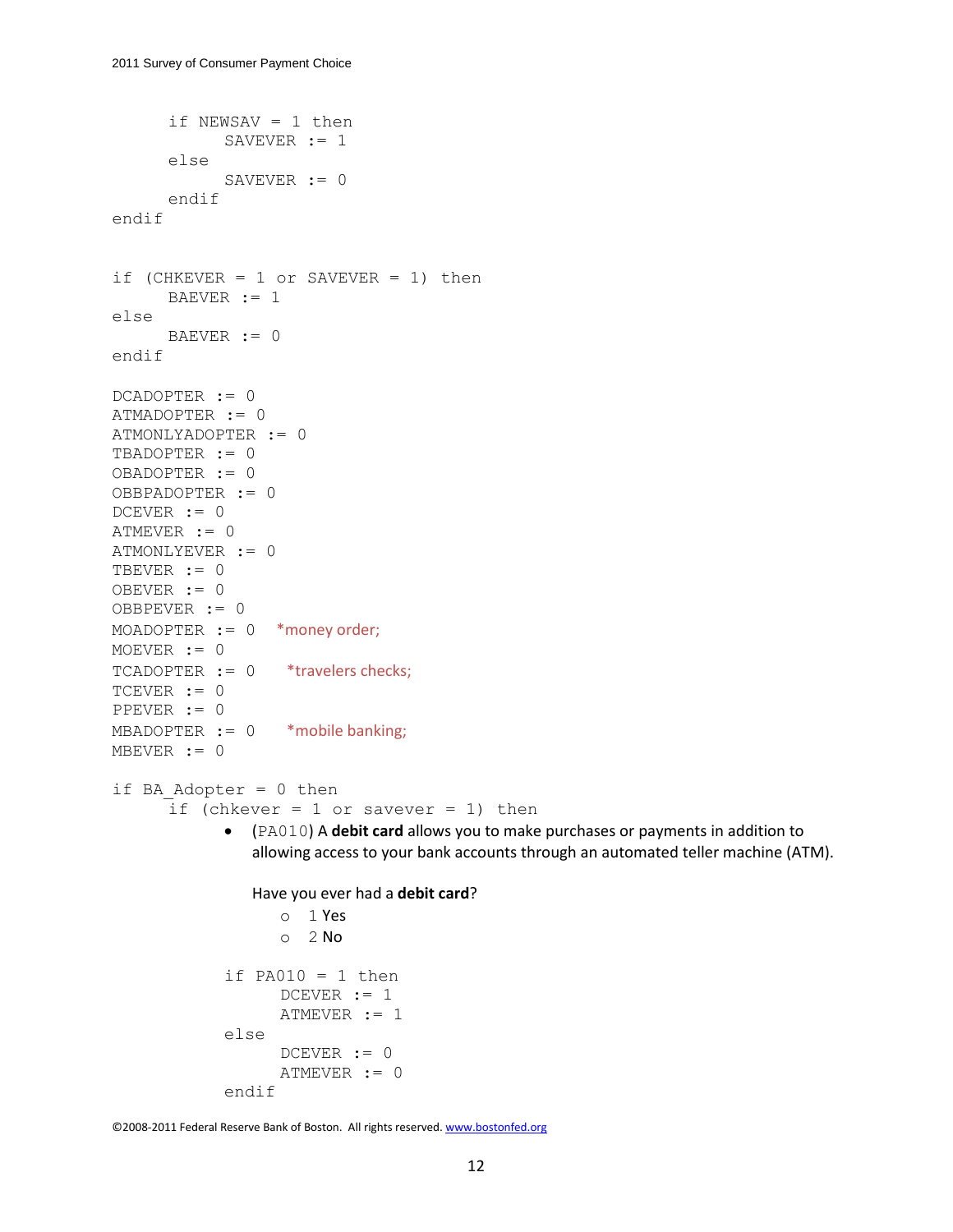```
      if NEWSAV = 1 then
            SAVEVER := 1
      else
            SAVEVER := 0
      endif
endif


if (CHKEVER = 1 or SAVEVER = 1) then
      BAEVER := 1
else
      BAEVER := 0
endif

DCADOPTER := 0
ATMADOPTER := 0
ATMONLYADOPTER := 0
TBADOPTER := 0
OBADOPTER := 0
OBBPADOPTER := 0
DCEVER := 0
ATMEVER := 0
ATMONLYEVER := 0
TBEVER := 0
OBEVER := 0
OBBPEVER := 0
MOADOPTER := 0   *money order;
MOEVER := 0
TCADOPTER := 0    *travelers checks;
TCEVER := 0
PPEVER := 0
MBADOPTER := 0    *mobile banking;
MBEVER := 0

if BA_Adopter = 0 then
      if (chkever = 1 or savever = 1) then
```

- (PA010) A **debit card** allows you to make purchases or payments in addition to allowing access to your bank accounts through an automated teller machine (ATM).

  Have you ever had a **debit card**?
  - 1 Yes
  - 2 No

```
            if PA010 = 1 then
                  DCEVER := 1
                  ATMEVER := 1
            else
                  DCEVER := 0
                  ATMEVER := 0
            endif
```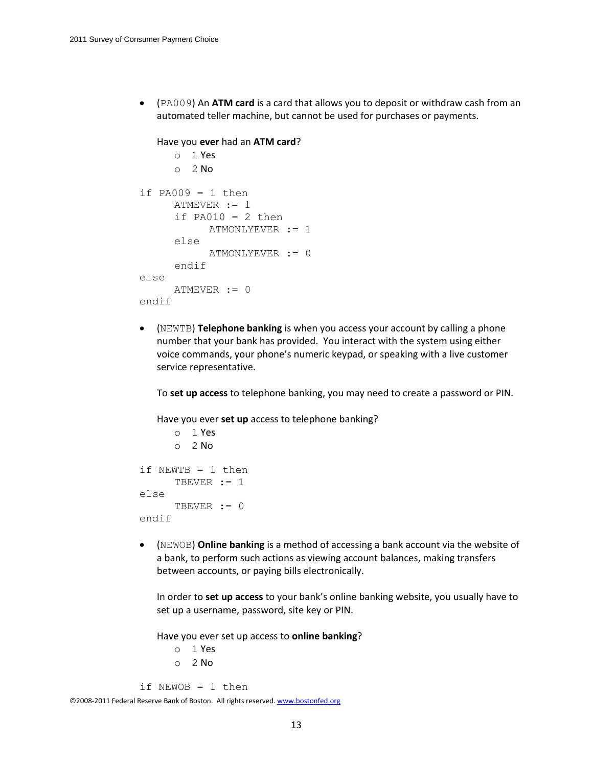- (PA009) An **ATM card** is a card that allows you to deposit or withdraw cash from an automated teller machine, but cannot be used for purchases or payments.

  Have you **ever** had an **ATM card**?
  - 1 Yes
  - 2 No

```
if PA009 = 1 then
      ATMEVER := 1
      if PA010 = 2 then
            ATMONLYEVER := 1
      else
            ATMONLYEVER := 0
      endif
else
      ATMEVER := 0
endif
```

- (NEWTB) **Telephone banking** is when you access your account by calling a phone number that your bank has provided. You interact with the system using either voice commands, your phone's numeric keypad, or speaking with a live customer service representative.

  To **set up access** to telephone banking, you may need to create a password or PIN.

  Have you ever **set up** access to telephone banking?
  - 1 Yes
  - 2 No

```
if NEWTB = 1 then
      TBEVER := 1
else
      TBEVER := 0
endif
```

- (NEWOB) **Online banking** is a method of accessing a bank account via the website of a bank, to perform such actions as viewing account balances, making transfers between accounts, or paying bills electronically.

  In order to **set up access** to your bank's online banking website, you usually have to set up a username, password, site key or PIN.

  Have you ever set up access to **online banking**?
  - 1 Yes
  - 2 No

```
if NEWOB = 1 then
```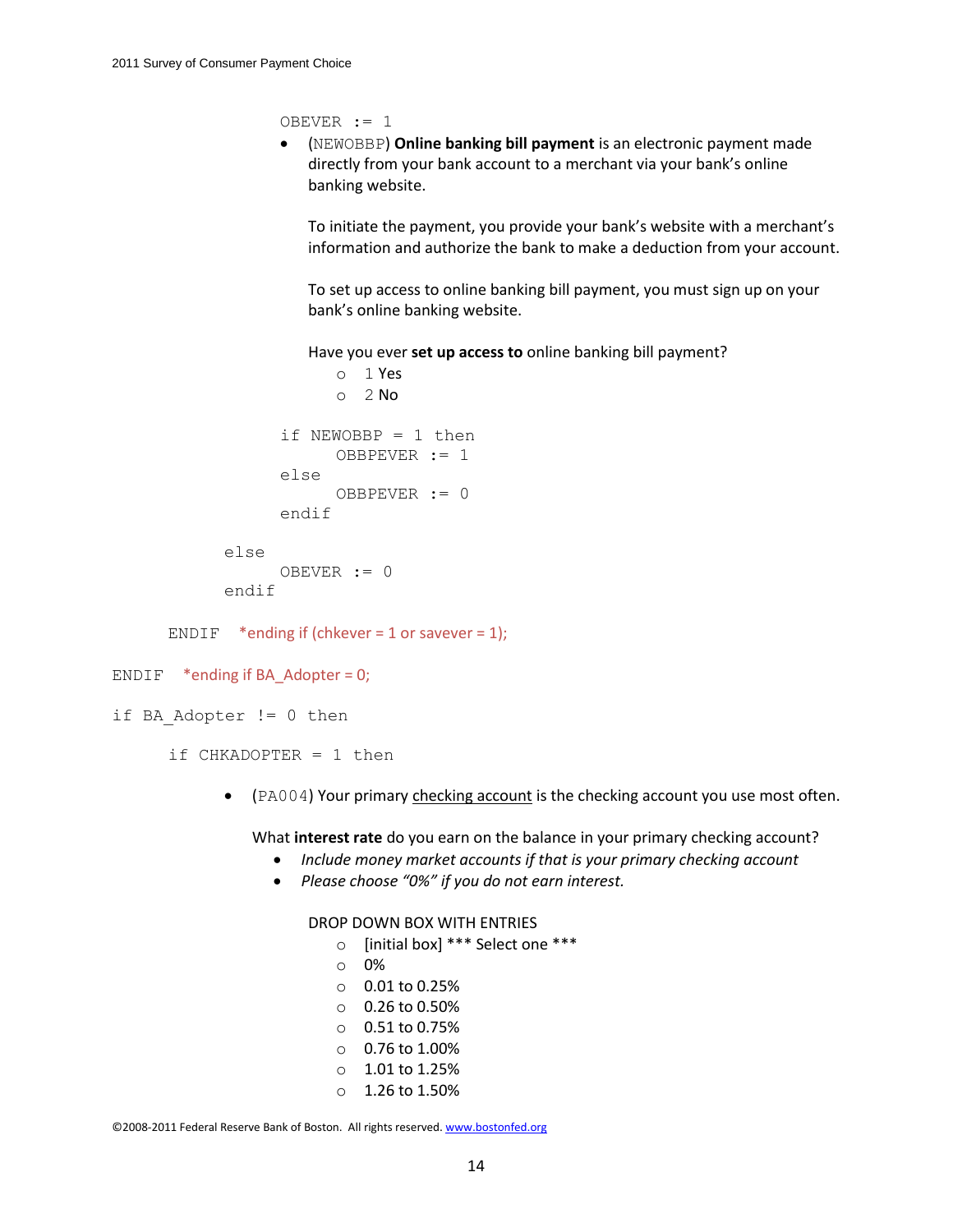```
OBEVER := 1
```

- (NEWOBBP) **Online banking bill payment** is an electronic payment made directly from your bank account to a merchant via your bank's online banking website.

  To initiate the payment, you provide your bank's website with a merchant's information and authorize the bank to make a deduction from your account.

  To set up access to online banking bill payment, you must sign up on your bank's online banking website.

  Have you ever **set up access to** online banking bill payment?
  - 1 Yes
  - 2 No

```
        if NEWOBBP = 1 then
            OBBPEVER := 1
        else
            OBBPEVER := 0
        endif

    else
        OBEVER := 0
    endif

  ENDIF   *ending if (chkever = 1 or savever = 1);

ENDIF   *ending if BA_Adopter = 0;

if BA_Adopter != 0 then

  if CHKADOPTER = 1 then
```

- (PA004) Your primary checking account is the checking account you use most often.

  What **interest rate** do you earn on the balance in your primary checking account?
  - *Include money market accounts if that is your primary checking account*
  - *Please choose "0%" if you do not earn interest.*

  DROP DOWN BOX WITH ENTRIES
  - [initial box] *** Select one ***
  - 0%
  - 0.01 to 0.25%
  - 0.26 to 0.50%
  - 0.51 to 0.75%
  - 0.76 to 1.00%
  - 1.01 to 1.25%
  - 1.26 to 1.50%

©2008-2011 Federal Reserve Bank of Boston. All rights reserved. www.bostonfed.org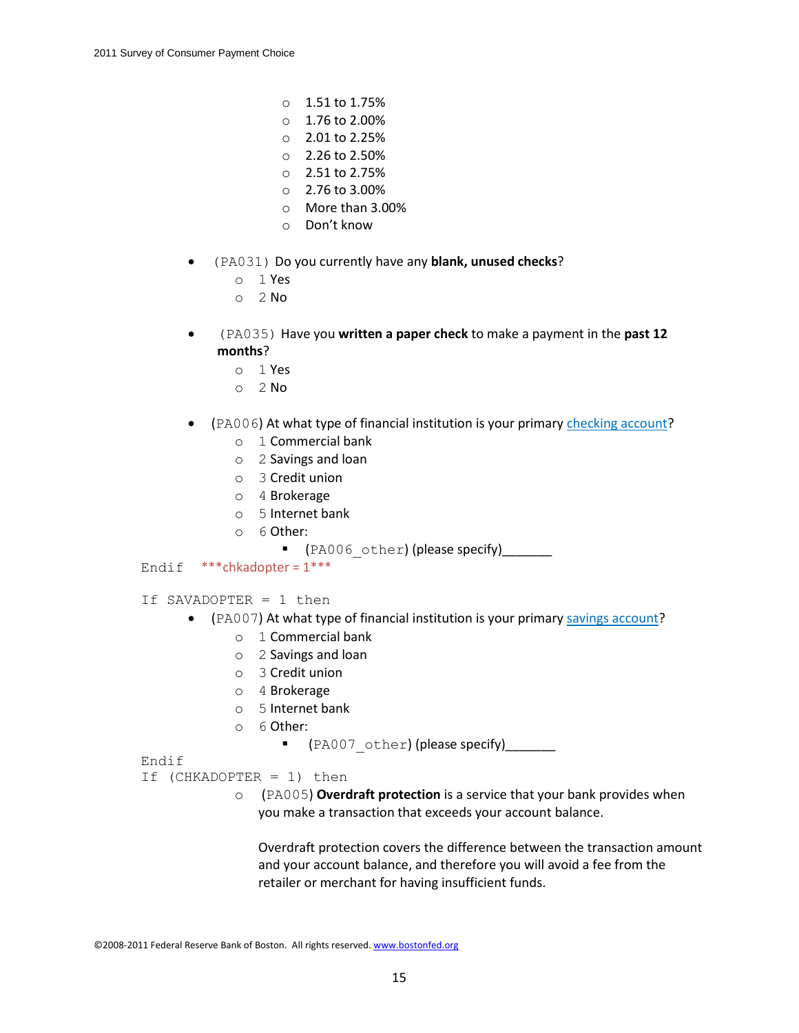- 1.51 to 1.75%
- 1.76 to 2.00%
- 2.01 to 2.25%
- 2.26 to 2.50%
- 2.51 to 2.75%
- 2.76 to 3.00%
- More than 3.00%
- Don't know

- (PA031) Do you currently have any **blank, unused checks**?
  - 1 Yes
  - 2 No

- (PA035) Have you **written a paper check** to make a payment in the **past 12 months**?
  - 1 Yes
  - 2 No

- (PA006) At what type of financial institution is your primary checking account?
  - 1 Commercial bank
  - 2 Savings and loan
  - 3 Credit union
  - 4 Brokerage
  - 5 Internet bank
  - 6 Other:
    - (PA006_other) (please specify)_______

Endif ***chkadopter = 1***

If SAVADOPTER = 1 then

- (PA007) At what type of financial institution is your primary savings account?
  - 1 Commercial bank
  - 2 Savings and loan
  - 3 Credit union
  - 4 Brokerage
  - 5 Internet bank
  - 6 Other:
    - (PA007_other) (please specify)_______

Endif
If (CHKADOPTER = 1) then

- (PA005) **Overdraft protection** is a service that your bank provides when you make a transaction that exceeds your account balance.

  Overdraft protection covers the difference between the transaction amount and your account balance, and therefore you will avoid a fee from the retailer or merchant for having insufficient funds.

©2008-2011 Federal Reserve Bank of Boston. All rights reserved. www.bostonfed.org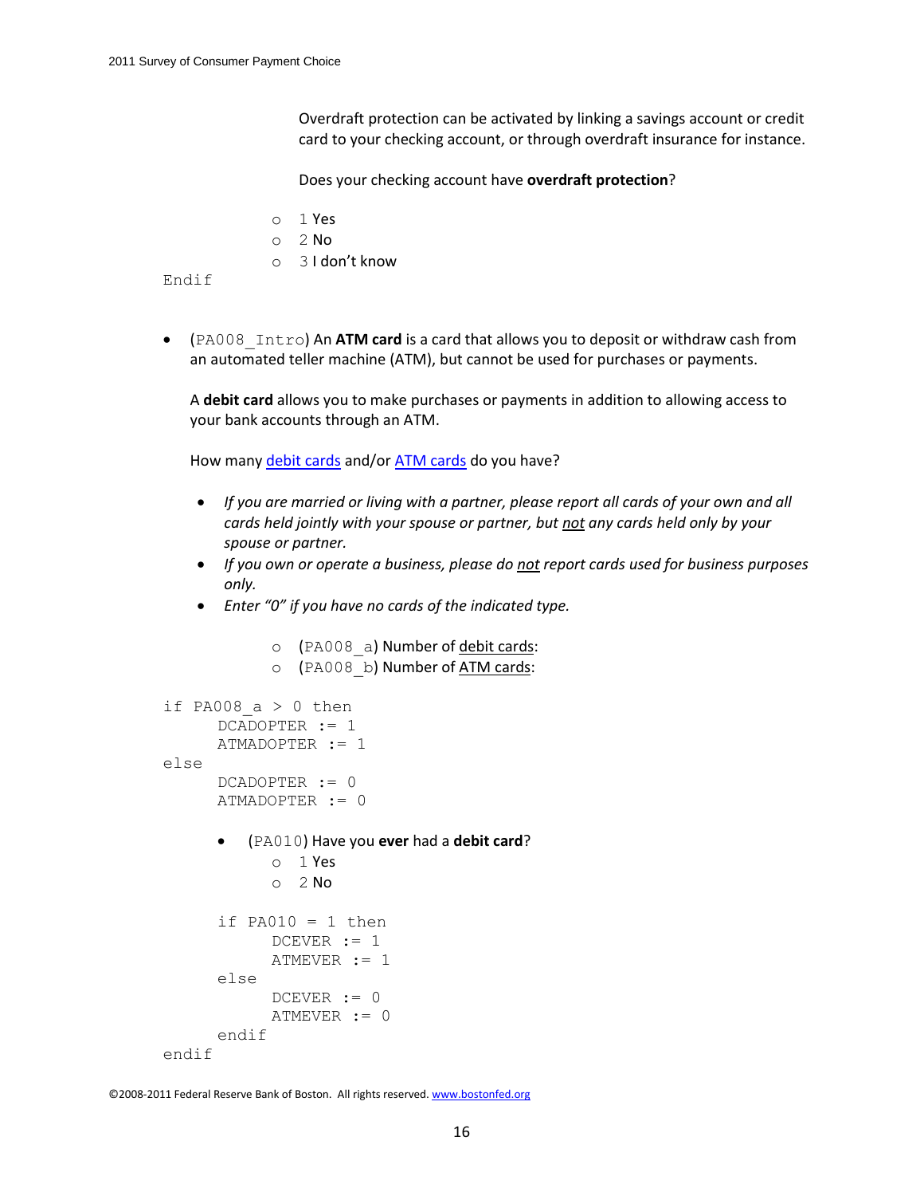Overdraft protection can be activated by linking a savings account or credit card to your checking account, or through overdraft insurance for instance.

Does your checking account have **overdraft protection**?

- 1 Yes
- 2 No
- 3 I don't know

```
Endif
```

- (PA008_Intro) An **ATM card** is a card that allows you to deposit or withdraw cash from an automated teller machine (ATM), but cannot be used for purchases or payments.

  A **debit card** allows you to make purchases or payments in addition to allowing access to your bank accounts through an ATM.

  How many debit cards and/or ATM cards do you have?

  - *If you are married or living with a partner, please report all cards of your own and all cards held jointly with your spouse or partner, but not any cards held only by your spouse or partner.*
  - *If you own or operate a business, please do not report cards used for business purposes only.*
  - *Enter "0" if you have no cards of the indicated type.*

    - (PA008_a) Number of debit cards:
    - (PA008_b) Number of ATM cards:

```
if PA008_a > 0 then
      DCADOPTER := 1
      ATMADOPTER := 1
else
      DCADOPTER := 0
      ATMADOPTER := 0
```

- (PA010) Have you **ever** had a **debit card**?
  - 1 Yes
  - 2 No

```
      if PA010 = 1 then
            DCEVER := 1
            ATMEVER := 1
      else
            DCEVER := 0
            ATMEVER := 0
      endif
endif
```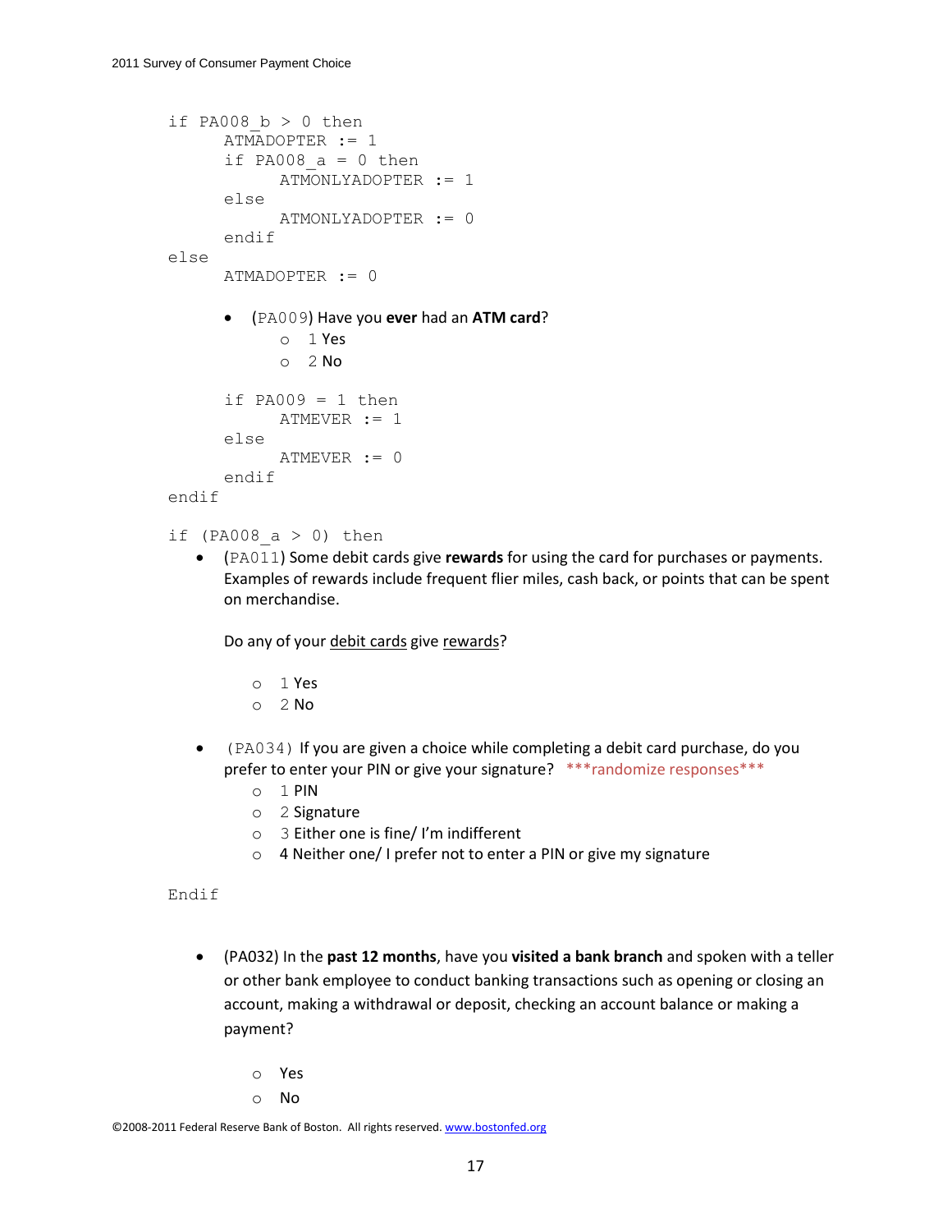```
if PA008_b > 0 then
      ATMADOPTER := 1
      if PA008_a = 0 then
            ATMONLYADOPTER := 1
      else
            ATMONLYADOPTER := 0
      endif
else
      ATMADOPTER := 0
```

- (PA009) Have you **ever** had an **ATM card**?
  - 1 Yes
  - 2 No

```
      if PA009 = 1 then
            ATMEVER := 1
      else
            ATMEVER := 0
      endif
endif

if (PA008_a > 0) then
```

- (PA011) Some debit cards give **rewards** for using the card for purchases or payments. Examples of rewards include frequent flier miles, cash back, or points that can be spent on merchandise.

  Do any of your <u>debit cards</u> give <u>rewards</u>?

  - 1 Yes
  - 2 No

- (PA034) If you are given a choice while completing a debit card purchase, do you prefer to enter your PIN or give your signature? ***randomize responses***
  - 1 PIN
  - 2 Signature
  - 3 Either one is fine/ I'm indifferent
  - 4 Neither one/ I prefer not to enter a PIN or give my signature

```
Endif
```

- (PA032) In the **past 12 months**, have you **visited a bank branch** and spoken with a teller or other bank employee to conduct banking transactions such as opening or closing an account, making a withdrawal or deposit, checking an account balance or making a payment?

  - Yes
  - No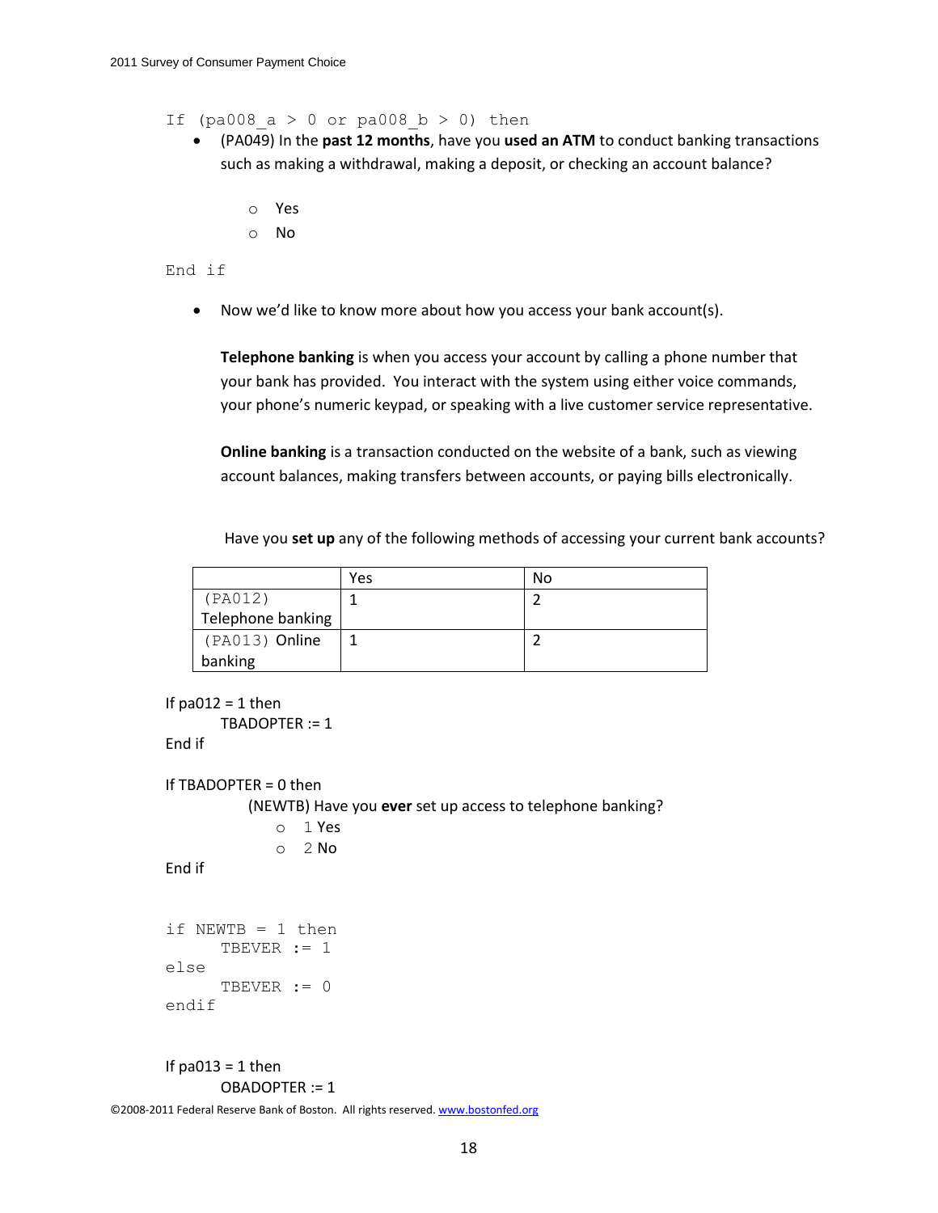If (pa008_a > 0 or pa008_b > 0) then

- (PA049) In the **past 12 months**, have you **used an ATM** to conduct banking transactions such as making a withdrawal, making a deposit, or checking an account balance?
  - Yes
  - No

End if

- Now we'd like to know more about how you access your bank account(s).

  **Telephone banking** is when you access your account by calling a phone number that your bank has provided. You interact with the system using either voice commands, your phone's numeric keypad, or speaking with a live customer service representative.

  **Online banking** is a transaction conducted on the website of a bank, such as viewing account balances, making transfers between accounts, or paying bills electronically.

  Have you **set up** any of the following methods of accessing your current bank accounts?

| | Yes | No |
|---|---|---|
| (PA012) Telephone banking | 1 | 2 |
| (PA013) Online banking | 1 | 2 |

```
If pa012 = 1 then
      TBADOPTER := 1
End if

If TBADOPTER = 0 then
      (NEWTB) Have you ever set up access to telephone banking?
            o  1 Yes
            o  2 No
End if


if NEWTB = 1 then
      TBEVER := 1
else
      TBEVER := 0
endif


If pa013 = 1 then
      OBADOPTER := 1
```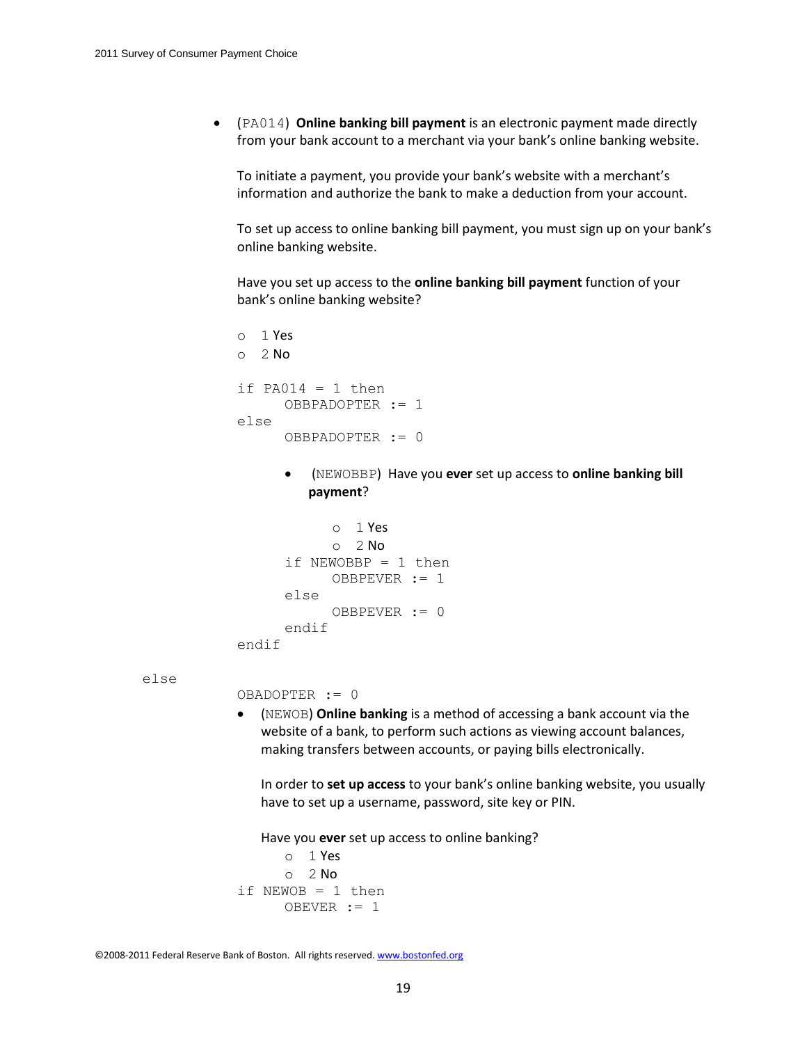- (PA014) **Online banking bill payment** is an electronic payment made directly from your bank account to a merchant via your bank's online banking website.

  To initiate a payment, you provide your bank's website with a merchant's information and authorize the bank to make a deduction from your account.

  To set up access to online banking bill payment, you must sign up on your bank's online banking website.

  Have you set up access to the **online banking bill payment** function of your bank's online banking website?

  - 1 Yes
  - 2 No

```
if PA014 = 1 then
      OBBPADOPTER := 1
else
      OBBPADOPTER := 0
```

  - (NEWOBBP) Have you **ever** set up access to **online banking bill payment**?

    - 1 Yes
    - 2 No

```
      if NEWOBBP = 1 then
            OBBPEVER := 1
      else
            OBBPEVER := 0
      endif
endif
```

```
else
```

```
OBADOPTER := 0
```

- (NEWOB) **Online banking** is a method of accessing a bank account via the website of a bank, to perform such actions as viewing account balances, making transfers between accounts, or paying bills electronically.

  In order to **set up access** to your bank's online banking website, you usually have to set up a username, password, site key or PIN.

  Have you **ever** set up access to online banking?

  - 1 Yes
  - 2 No

```
if NEWOB = 1 then
      OBEVER := 1
```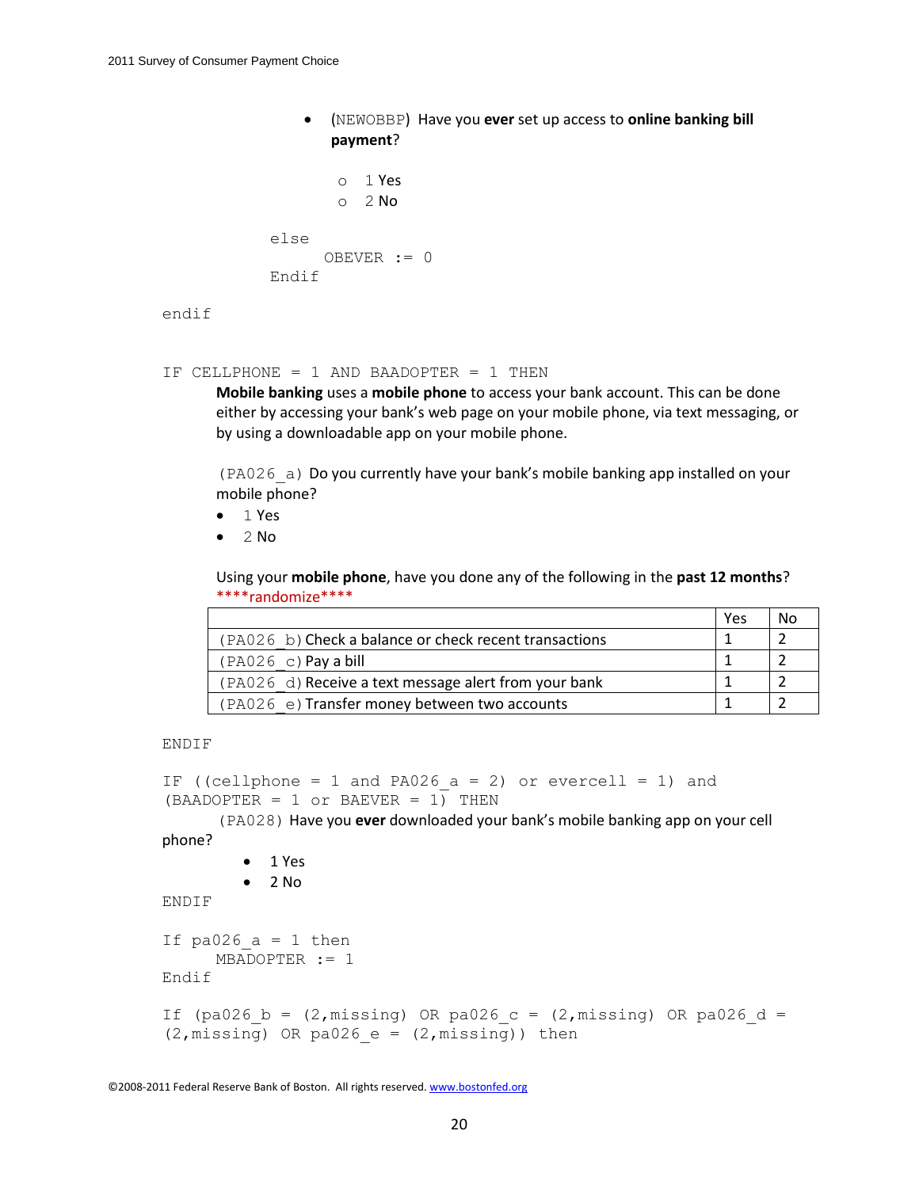- (NEWOBBP) Have you **ever** set up access to **online banking bill payment**?

    - 1 Yes
    - 2 No

```
else
     OBEVER := 0
Endif

endif


IF CELLPHONE = 1 AND BAADOPTER = 1 THEN
```

**Mobile banking** uses a **mobile phone** to access your bank account. This can be done either by accessing your bank's web page on your mobile phone, via text messaging, or by using a downloadable app on your mobile phone.

(PA026_a) Do you currently have your bank's mobile banking app installed on your mobile phone?

- 1 Yes
- 2 No

Using your **mobile phone**, have you done any of the following in the **past 12 months**?
****randomize****

| | Yes | No |
|---|---|---|
| (PA026_b) Check a balance or check recent transactions | 1 | 2 |
| (PA026_c) Pay a bill | 1 | 2 |
| (PA026_d) Receive a text message alert from your bank | 1 | 2 |
| (PA026_e) Transfer money between two accounts | 1 | 2 |

```
ENDIF

IF ((cellphone = 1 and PA026_a = 2) or evercell = 1) and
(BAADOPTER = 1 or BAEVER = 1) THEN
```

(PA028) Have you **ever** downloaded your bank's mobile banking app on your cell phone?

- 1 Yes
- 2 No

```
ENDIF

If pa026_a = 1 then
     MBADOPTER := 1
Endif

If (pa026_b = (2,missing) OR pa026_c = (2,missing) OR pa026_d =
(2,missing) OR pa026_e = (2,missing)) then
```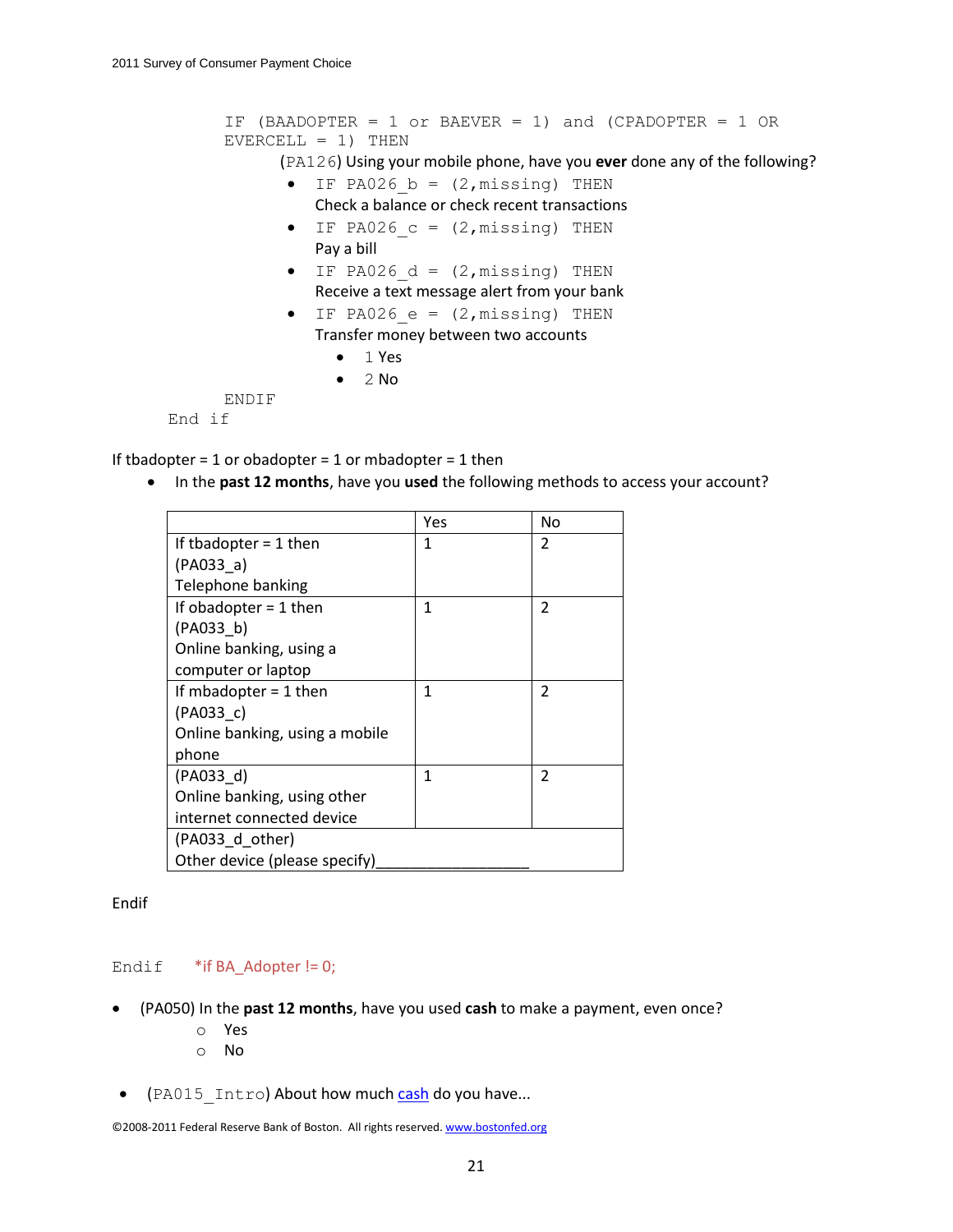IF (BAADOPTER = 1 or BAEVER = 1) and (CPADOPTER = 1 OR EVERCELL = 1) THEN

(PA126) Using your mobile phone, have you **ever** done any of the following?

- IF PA026_b = (2,missing) THEN
  Check a balance or check recent transactions
- IF PA026_c = (2,missing) THEN
  Pay a bill
- IF PA026_d = (2,missing) THEN
  Receive a text message alert from your bank
- IF PA026_e = (2,missing) THEN
  Transfer money between two accounts
  - 1 Yes
  - 2 No

ENDIF

End if

If tbadopter = 1 or obadopter = 1 or mbadopter = 1 then

- In the **past 12 months**, have you **used** the following methods to access your account?

| | Yes | No |
|---|---|---|
| If tbadopter = 1 then (PA033_a) Telephone banking | 1 | 2 |
| If obadopter = 1 then (PA033_b) Online banking, using a computer or laptop | 1 | 2 |
| If mbadopter = 1 then (PA033_c) Online banking, using a mobile phone | 1 | 2 |
| (PA033_d) Online banking, using other internet connected device | 1 | 2 |
| (PA033_d_other) Other device (please specify)__________________ | | |

Endif

Endif *if BA_Adopter != 0;

- (PA050) In the **past 12 months**, have you used **cash** to make a payment, even once?
  - Yes
  - No

- (PA015_Intro) About how much cash do you have...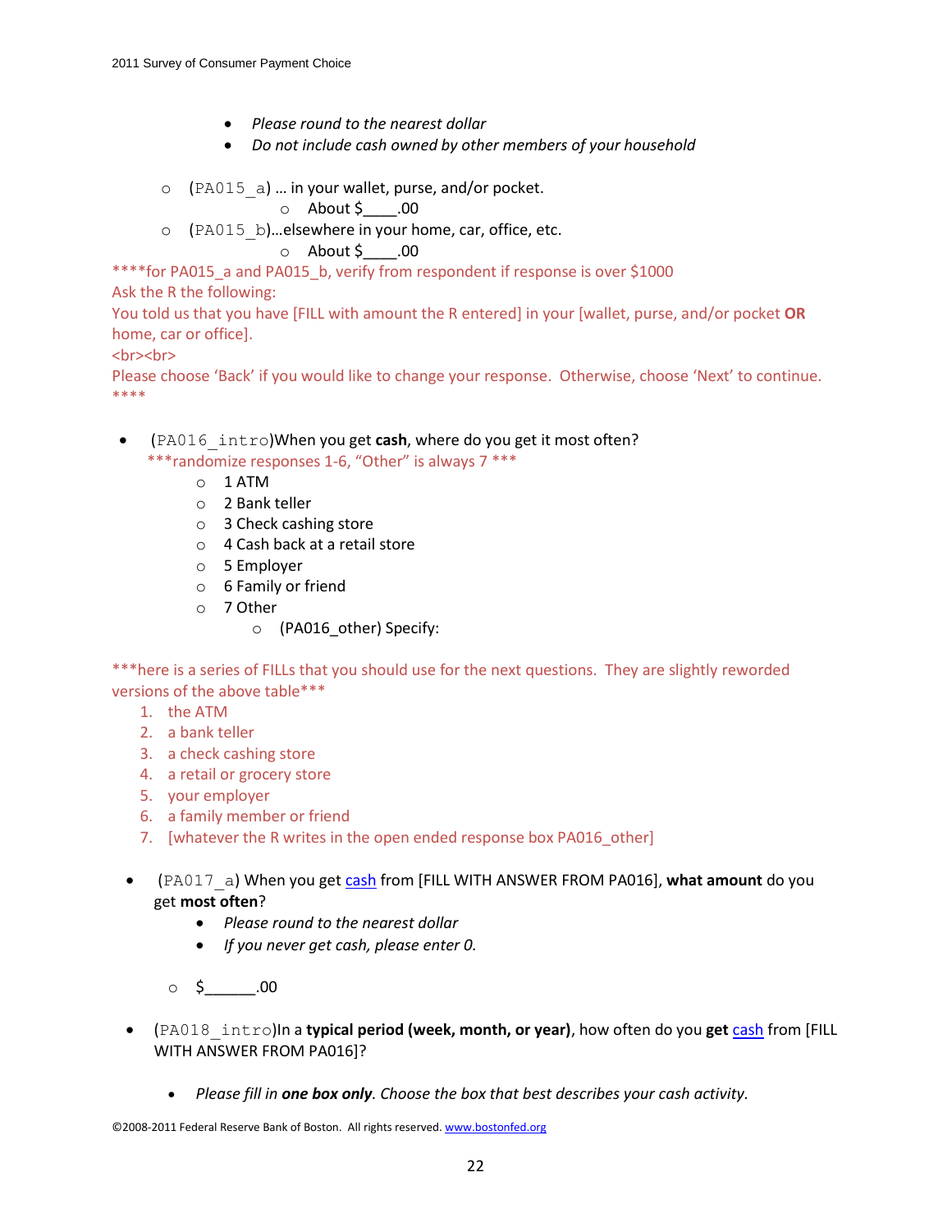- *Please round to the nearest dollar*
- *Do not include cash owned by other members of your household*

  - (PA015_a) … in your wallet, purse, and/or pocket.
    - About $____.00
  - (PA015_b)…elsewhere in your home, car, office, etc.
    - About $____.00

****for PA015_a and PA015_b, verify from respondent if response is over $1000
Ask the R the following:
You told us that you have [FILL with amount the R entered] in your [wallet, purse, and/or pocket **OR** home, car or office].
<br><br>
Please choose 'Back' if you would like to change your response. Otherwise, choose 'Next' to continue.
****

- (PA016_intro)When you get **cash**, where do you get it most often?
  ***randomize responses 1-6, "Other" is always 7 ***
  - 1 ATM
  - 2 Bank teller
  - 3 Check cashing store
  - 4 Cash back at a retail store
  - 5 Employer
  - 6 Family or friend
  - 7 Other
    - (PA016_other) Specify:

***here is a series of FILLs that you should use for the next questions. They are slightly reworded versions of the above table***

1. the ATM
2. a bank teller
3. a check cashing store
4. a retail or grocery store
5. your employer
6. a family member or friend
7. [whatever the R writes in the open ended response box PA016_other]

- (PA017_a) When you get cash from [FILL WITH ANSWER FROM PA016], **what amount** do you get **most often**?
  - *Please round to the nearest dollar*
  - *If you never get cash, please enter 0.*

  - $______.00

- (PA018_intro)In a **typical period (week, month, or year)**, how often do you **get** cash from [FILL WITH ANSWER FROM PA016]?
  - *Please fill in **one box only**. Choose the box that best describes your cash activity.*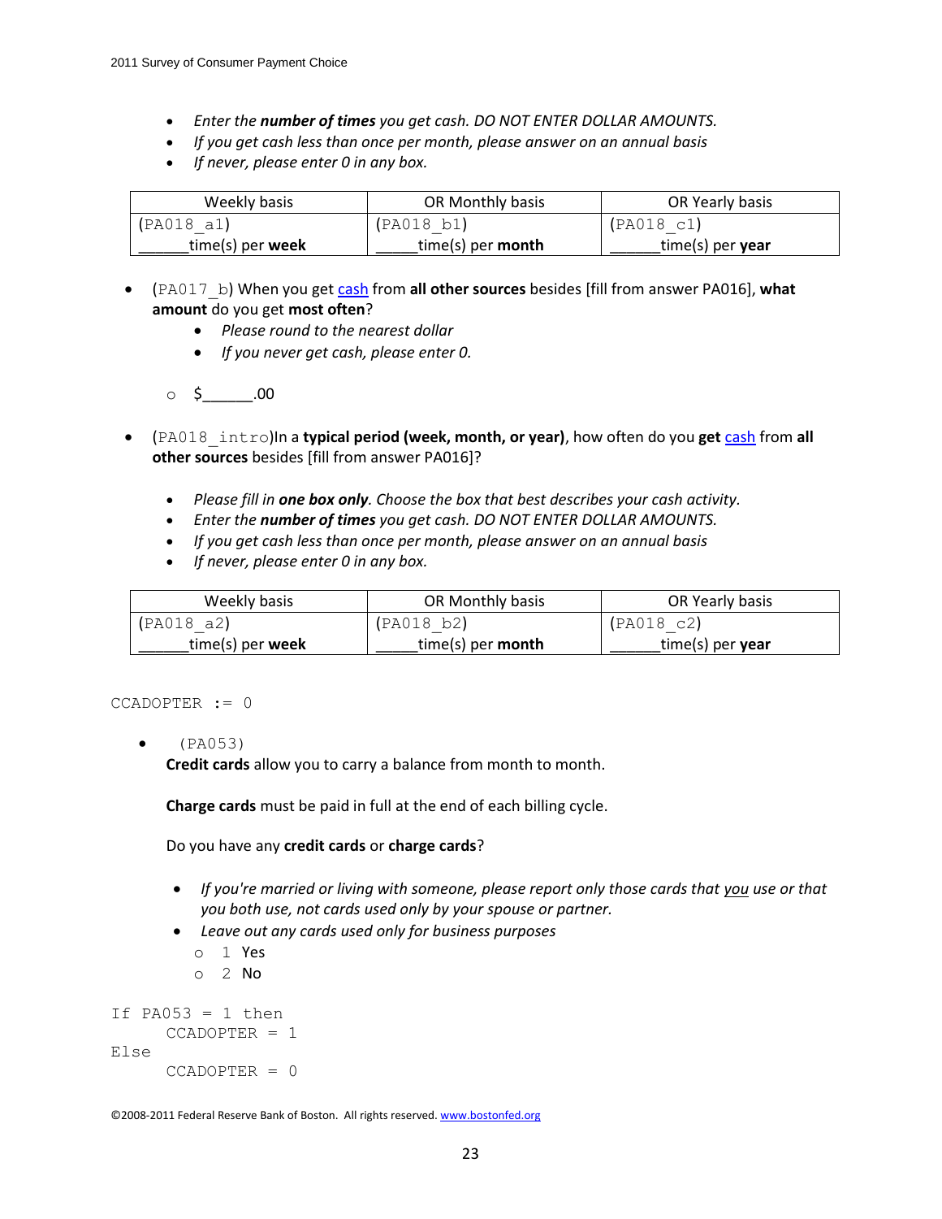- *Enter the **number of times** you get cash. DO NOT ENTER DOLLAR AMOUNTS.*
- *If you get cash less than once per month, please answer on an annual basis*
- *If never, please enter 0 in any box.*

| Weekly basis | OR Monthly basis | OR Yearly basis |
|---|---|---|
| (PA018_a1) ______time(s) per **week** | (PA018_b1) _____time(s) per **month** | (PA018_c1) ______time(s) per **year** |

- (PA017_b) When you get cash from **all other sources** besides [fill from answer PA016], **what amount** do you get **most often**?
  - *Please round to the nearest dollar*
  - *If you never get cash, please enter 0.*

  - $______.00

- (PA018_intro)In a **typical period (week, month, or year)**, how often do you **get** cash from **all other sources** besides [fill from answer PA016]?
  - *Please fill in **one box only**. Choose the box that best describes your cash activity.*
  - *Enter the **number of times** you get cash. DO NOT ENTER DOLLAR AMOUNTS.*
  - *If you get cash less than once per month, please answer on an annual basis*
  - *If never, please enter 0 in any box.*

| Weekly basis | OR Monthly basis | OR Yearly basis |
|---|---|---|
| (PA018_a2) ______time(s) per **week** | (PA018_b2) _____time(s) per **month** | (PA018_c2) ______time(s) per **year** |

```
CCADOPTER := 0
```

- (PA053)
  **Credit cards** allow you to carry a balance from month to month.

  **Charge cards** must be paid in full at the end of each billing cycle.

  Do you have any **credit cards** or **charge cards**?

  - *If you're married or living with someone, please report only those cards that you use or that you both use, not cards used only by your spouse or partner.*
  - *Leave out any cards used only for business purposes*
    - 1 Yes
    - 2 No

```
If PA053 = 1 then
      CCADOPTER = 1
Else
      CCADOPTER = 0
```

©2008-2011 Federal Reserve Bank of Boston. All rights reserved. www.bostonfed.org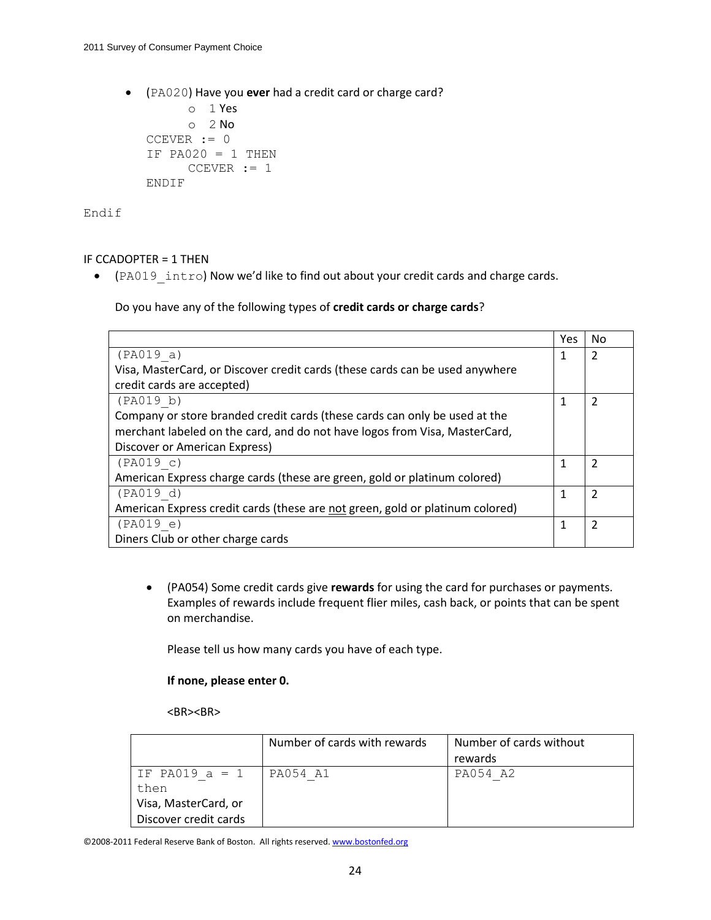- (PA020) Have you **ever** had a credit card or charge card?
    - 1 Yes
    - 2 No

```
CCEVER := 0
IF PA020 = 1 THEN
    CCEVER := 1
ENDIF
```

```
Endif
```

IF CCADOPTER = 1 THEN

- (PA019_intro) Now we'd like to find out about your credit cards and charge cards.

  Do you have any of the following types of **credit cards or charge cards**?

| | Yes | No |
|---|---|---|
| (PA019_a) Visa, MasterCard, or Discover credit cards (these cards can be used anywhere credit cards are accepted) | 1 | 2 |
| (PA019_b) Company or store branded credit cards (these cards can only be used at the merchant labeled on the card, and do not have logos from Visa, MasterCard, Discover or American Express) | 1 | 2 |
| (PA019_c) American Express charge cards (these are green, gold or platinum colored) | 1 | 2 |
| (PA019_d) American Express credit cards (these are <u>not</u> green, gold or platinum colored) | 1 | 2 |
| (PA019_e) Diners Club or other charge cards | 1 | 2 |

- (PA054) Some credit cards give **rewards** for using the card for purchases or payments. Examples of rewards include frequent flier miles, cash back, or points that can be spent on merchandise.

  Please tell us how many cards you have of each type.

  **If none, please enter 0.**

  <BR><BR>

| | Number of cards with rewards | Number of cards without rewards |
|---|---|---|
| IF PA019_a = 1 then Visa, MasterCard, or Discover credit cards | PA054_A1 | PA054_A2 |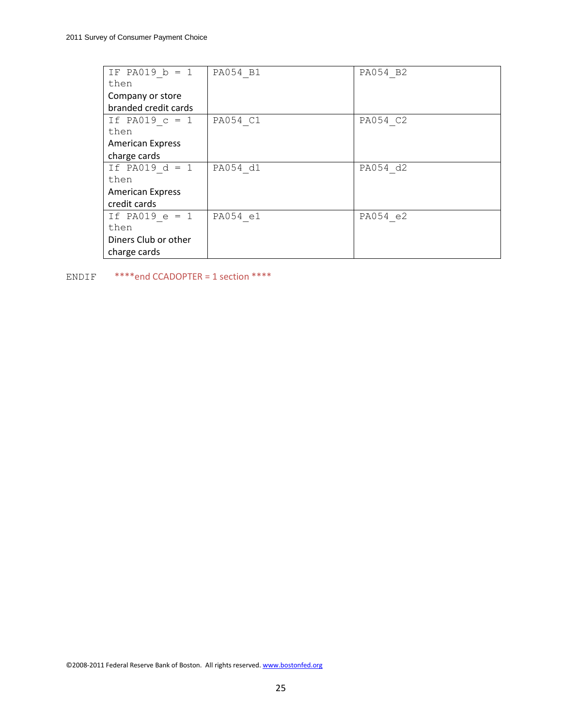| IF PA019_b = 1 then Company or store branded credit cards | PA054_B1 | PA054_B2 |
|---|---|---|
| If PA019_c = 1 then American Express charge cards | PA054_C1 | PA054_C2 |
| If PA019_d = 1 then American Express credit cards | PA054_d1 | PA054_d2 |
| If PA019_e = 1 then Diners Club or other charge cards | PA054_e1 | PA054_e2 |

ENDIF ****end CCADOPTER = 1 section ****

©2008-2011 Federal Reserve Bank of Boston. All rights reserved. www.bostonfed.org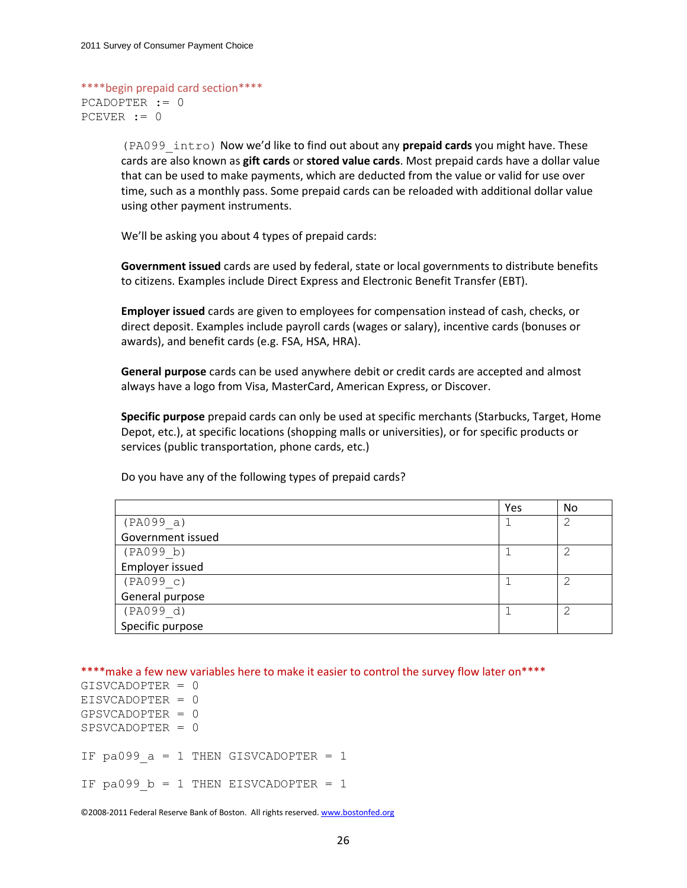****begin prepaid card section****

```
PCADOPTER := 0
PCEVER := 0
```

(PA099_intro) Now we'd like to find out about any **prepaid cards** you might have. These cards are also known as **gift cards** or **stored value cards**. Most prepaid cards have a dollar value that can be used to make payments, which are deducted from the value or valid for use over time, such as a monthly pass. Some prepaid cards can be reloaded with additional dollar value using other payment instruments.

We'll be asking you about 4 types of prepaid cards:

**Government issued** cards are used by federal, state or local governments to distribute benefits to citizens. Examples include Direct Express and Electronic Benefit Transfer (EBT).

**Employer issued** cards are given to employees for compensation instead of cash, checks, or direct deposit. Examples include payroll cards (wages or salary), incentive cards (bonuses or awards), and benefit cards (e.g. FSA, HSA, HRA).

**General purpose** cards can be used anywhere debit or credit cards are accepted and almost always have a logo from Visa, MasterCard, American Express, or Discover.

**Specific purpose** prepaid cards can only be used at specific merchants (Starbucks, Target, Home Depot, etc.), at specific locations (shopping malls or universities), or for specific products or services (public transportation, phone cards, etc.)

Do you have any of the following types of prepaid cards?

| | Yes | No |
|---|---|---|
| (PA099_a) Government issued | 1 | 2 |
| (PA099_b) Employer issued | 1 | 2 |
| (PA099_c) General purpose | 1 | 2 |
| (PA099_d) Specific purpose | 1 | 2 |

****make a few new variables here to make it easier to control the survey flow later on****

```
GISVCADOPTER = 0
EISVCADOPTER = 0
GPSVCADOPTER = 0
SPSVCADOPTER = 0

IF pa099_a = 1 THEN GISVCADOPTER = 1

IF pa099_b = 1 THEN EISVCADOPTER = 1
```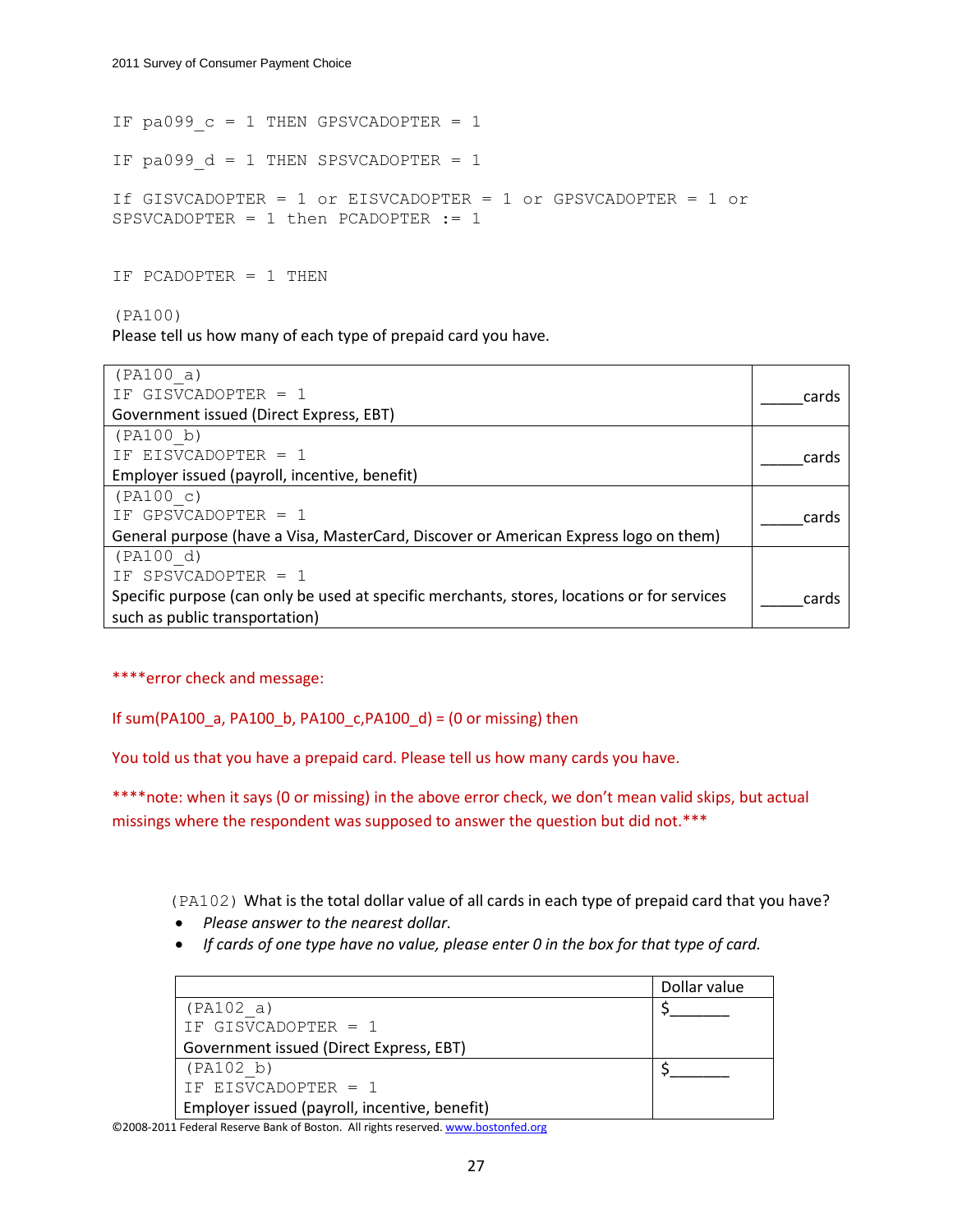```
IF pa099_c = 1 THEN GPSVCADOPTER = 1

IF pa099_d = 1 THEN SPSVCADOPTER = 1

If GISVCADOPTER = 1 or EISVCADOPTER = 1 or GPSVCADOPTER = 1 or
SPSVCADOPTER = 1 then PCADOPTER := 1


IF PCADOPTER = 1 THEN
```

(PA100)
Please tell us how many of each type of prepaid card you have.

| | |
|---|---|
| (PA100_a)<br>IF GISVCADOPTER = 1<br>Government issued (Direct Express, EBT) | _____cards |
| (PA100_b)<br>IF EISVCADOPTER = 1<br>Employer issued (payroll, incentive, benefit) | _____cards |
| (PA100_c)<br>IF GPSVCADOPTER = 1<br>General purpose (have a Visa, MasterCard, Discover or American Express logo on them) | _____cards |
| (PA100_d)<br>IF SPSVCADOPTER = 1<br>Specific purpose (can only be used at specific merchants, stores, locations or for services such as public transportation) | _____cards |

****error check and message:

If sum(PA100_a, PA100_b, PA100_c,PA100_d) = (0 or missing) then

You told us that you have a prepaid card. Please tell us how many cards you have.

****note: when it says (0 or missing) in the above error check, we don't mean valid skips, but actual missings where the respondent was supposed to answer the question but did not.***

(PA102) What is the total dollar value of all cards in each type of prepaid card that you have?

- *Please answer to the nearest dollar.*
- *If cards of one type have no value, please enter 0 in the box for that type of card.*

| | Dollar value |
|---|---|
| (PA102_a)<br>IF GISVCADOPTER = 1<br>Government issued (Direct Express, EBT) | $_______ |
| (PA102_b)<br>IF EISVCADOPTER = 1<br>Employer issued (payroll, incentive, benefit) | $_______ |

©2008-2011 Federal Reserve Bank of Boston. All rights reserved. www.bostonfed.org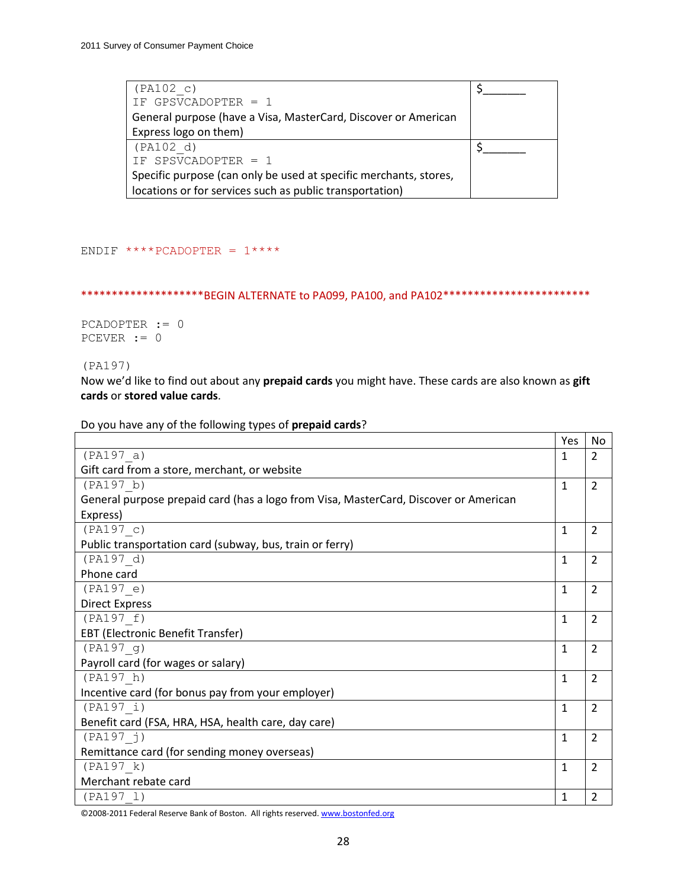| | |
|---|---|
| (PA102_c)<br>IF GPSVCADOPTER = 1<br>General purpose (have a Visa, MasterCard, Discover or American Express logo on them) | $_______ |
| (PA102_d)<br>IF SPSVCADOPTER = 1<br>Specific purpose (can only be used at specific merchants, stores, locations or for services such as public transportation) | $_______ |

ENDIF ****PCADOPTER = 1****

*******************BEGIN ALTERNATE to PA099, PA100, and PA102************************

PCADOPTER := 0
PCEVER := 0

(PA197)
Now we'd like to find out about any **prepaid cards** you might have. These cards are also known as **gift cards** or **stored value cards**.

Do you have any of the following types of **prepaid cards**?

| | Yes | No |
|---|---|---|
| (PA197_a)<br>Gift card from a store, merchant, or website | 1 | 2 |
| (PA197_b)<br>General purpose prepaid card (has a logo from Visa, MasterCard, Discover or American Express) | 1 | 2 |
| (PA197_c)<br>Public transportation card (subway, bus, train or ferry) | 1 | 2 |
| (PA197_d)<br>Phone card | 1 | 2 |
| (PA197_e)<br>Direct Express | 1 | 2 |
| (PA197_f)<br>EBT (Electronic Benefit Transfer) | 1 | 2 |
| (PA197_g)<br>Payroll card (for wages or salary) | 1 | 2 |
| (PA197_h)<br>Incentive card (for bonus pay from your employer) | 1 | 2 |
| (PA197_i)<br>Benefit card (FSA, HRA, HSA, health care, day care) | 1 | 2 |
| (PA197_j)<br>Remittance card (for sending money overseas) | 1 | 2 |
| (PA197_k)<br>Merchant rebate card | 1 | 2 |
| (PA197_l) | 1 | 2 |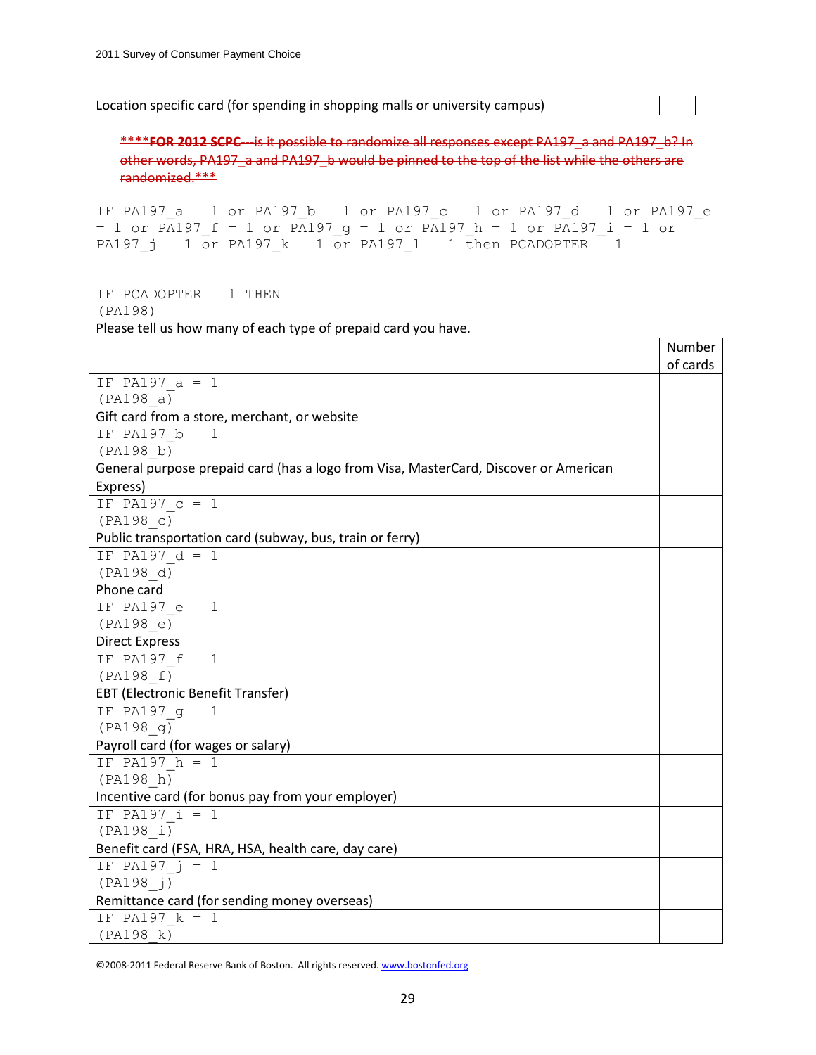| Location specific card (for spending in shopping malls or university campus) | | |
|---|---|---|

~~****FOR 2012 SCPC---is it possible to randomize all responses except PA197_a and PA197_b? In other words, PA197_a and PA197_b would be pinned to the top of the list while the others are randomized.***~~

```
IF PA197_a = 1 or PA197_b = 1 or PA197_c = 1 or PA197_d = 1 or PA197_e
= 1 or PA197_f = 1 or PA197_g = 1 or PA197_h = 1 or PA197_i = 1 or
PA197_j = 1 or PA197_k = 1 or PA197_l = 1 then PCADOPTER = 1
```

```
IF PCADOPTER = 1 THEN
(PA198)
```

Please tell us how many of each type of prepaid card you have.

| | Number of cards |
|---|---|
| IF PA197_a = 1<br>(PA198_a)<br>Gift card from a store, merchant, or website | |
| IF PA197_b = 1<br>(PA198_b)<br>General purpose prepaid card (has a logo from Visa, MasterCard, Discover or American Express) | |
| IF PA197_c = 1<br>(PA198_c)<br>Public transportation card (subway, bus, train or ferry) | |
| IF PA197_d = 1<br>(PA198_d)<br>Phone card | |
| IF PA197_e = 1<br>(PA198_e)<br>Direct Express | |
| IF PA197_f = 1<br>(PA198_f)<br>EBT (Electronic Benefit Transfer) | |
| IF PA197_g = 1<br>(PA198_g)<br>Payroll card (for wages or salary) | |
| IF PA197_h = 1<br>(PA198_h)<br>Incentive card (for bonus pay from your employer) | |
| IF PA197_i = 1<br>(PA198_i)<br>Benefit card (FSA, HRA, HSA, health care, day care) | |
| IF PA197_j = 1<br>(PA198_j)<br>Remittance card (for sending money overseas) | |
| IF PA197_k = 1<br>(PA198_k) | |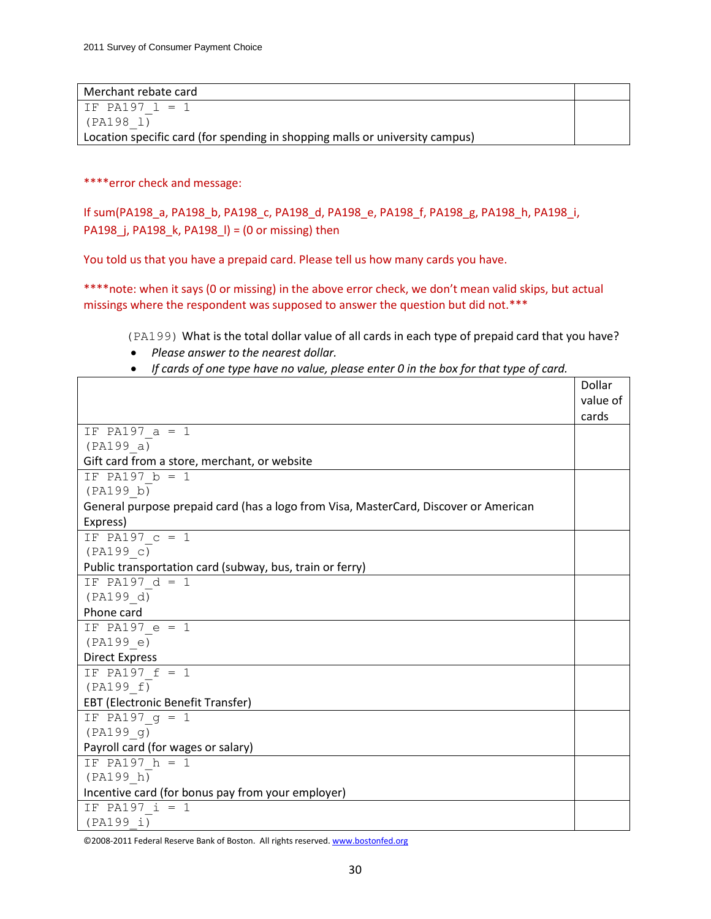| | |
|---|---|
| Merchant rebate card | |
| IF PA197_l = 1<br>(PA198_l)<br>Location specific card (for spending in shopping malls or university campus) | |

****error check and message:

If sum(PA198_a, PA198_b, PA198_c, PA198_d, PA198_e, PA198_f, PA198_g, PA198_h, PA198_i, PA198_j, PA198_k, PA198_l) = (0 or missing) then

You told us that you have a prepaid card. Please tell us how many cards you have.

****note: when it says (0 or missing) in the above error check, we don't mean valid skips, but actual missings where the respondent was supposed to answer the question but did not.***

(PA199) What is the total dollar value of all cards in each type of prepaid card that you have?

- *Please answer to the nearest dollar.*
- *If cards of one type have no value, please enter 0 in the box for that type of card.*

| | Dollar value of cards |
|---|---|
| IF PA197_a = 1<br>(PA199_a)<br>Gift card from a store, merchant, or website | |
| IF PA197_b = 1<br>(PA199_b)<br>General purpose prepaid card (has a logo from Visa, MasterCard, Discover or American Express) | |
| IF PA197_c = 1<br>(PA199_c)<br>Public transportation card (subway, bus, train or ferry) | |
| IF PA197_d = 1<br>(PA199_d)<br>Phone card | |
| IF PA197_e = 1<br>(PA199_e)<br>Direct Express | |
| IF PA197_f = 1<br>(PA199_f)<br>EBT (Electronic Benefit Transfer) | |
| IF PA197_g = 1<br>(PA199_g)<br>Payroll card (for wages or salary) | |
| IF PA197_h = 1<br>(PA199_h)<br>Incentive card (for bonus pay from your employer) | |
| IF PA197_i = 1<br>(PA199_i) | |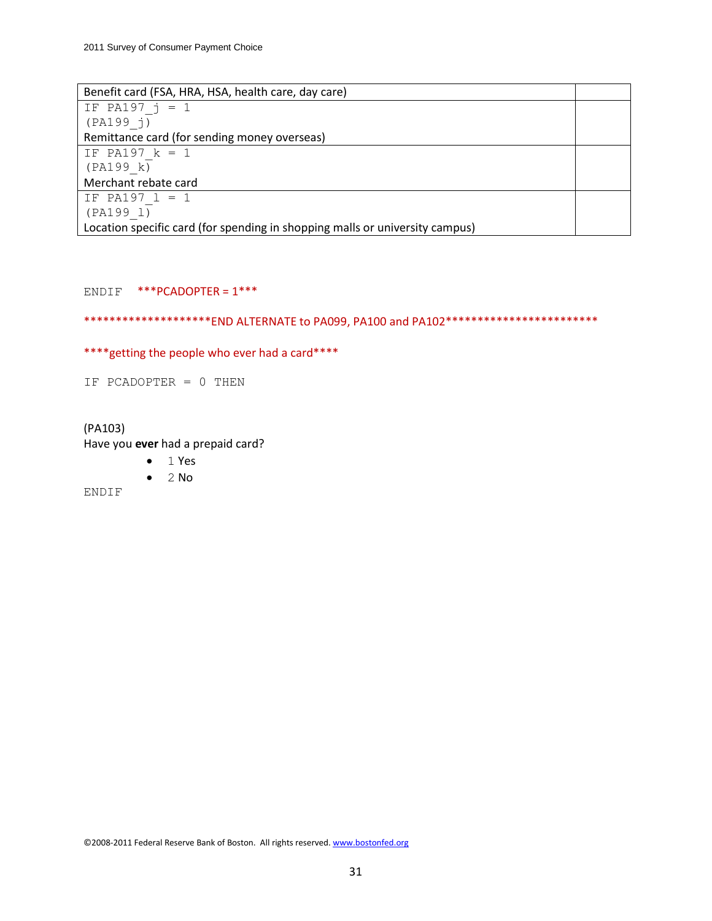| Benefit card (FSA, HRA, HSA, health care, day care) | |
|---|---|
| IF PA197_j = 1<br>(PA199_j)<br>Remittance card (for sending money overseas) | |
| IF PA197_k = 1<br>(PA199_k)<br>Merchant rebate card | |
| IF PA197_l = 1<br>(PA199_l)<br>Location specific card (for spending in shopping malls or university campus) | |

ENDIF ***PCADOPTER = 1***

********************END ALTERNATE to PA099, PA100 and PA102************************

****getting the people who ever had a card****

IF PCADOPTER = 0 THEN

(PA103)
Have you **ever** had a prepaid card?

- 1 Yes
- 2 No

ENDIF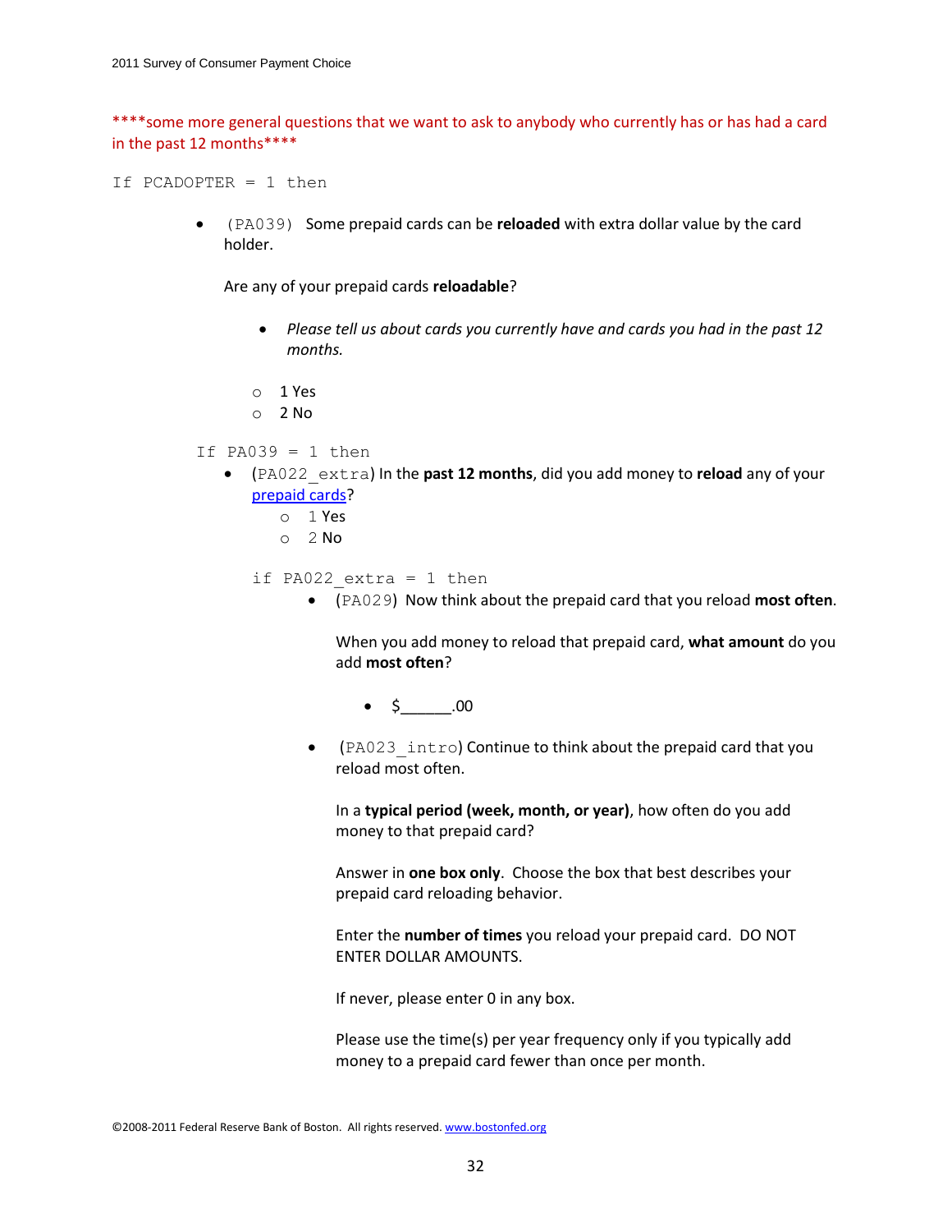****some more general questions that we want to ask to anybody who currently has or has had a card in the past 12 months****

If PCADOPTER = 1 then

- (PA039) Some prepaid cards can be **reloaded** with extra dollar value by the card holder.

  Are any of your prepaid cards **reloadable**?

  - *Please tell us about cards you currently have and cards you had in the past 12 months.*

  - 1 Yes
  - 2 No

If PA039 = 1 then

- (PA022_extra) In the **past 12 months**, did you add money to **reload** any of your prepaid cards?
  - 1 Yes
  - 2 No

  if PA022_extra = 1 then

  - (PA029) Now think about the prepaid card that you reload **most often**.

    When you add money to reload that prepaid card, **what amount** do you add **most often**?

    - $______.00

  - (PA023_intro) Continue to think about the prepaid card that you reload most often.

    In a **typical period (week, month, or year)**, how often do you add money to that prepaid card?

    Answer in **one box only**. Choose the box that best describes your prepaid card reloading behavior.

    Enter the **number of times** you reload your prepaid card. DO NOT ENTER DOLLAR AMOUNTS.

    If never, please enter 0 in any box.

    Please use the time(s) per year frequency only if you typically add money to a prepaid card fewer than once per month.

©2008-2011 Federal Reserve Bank of Boston. All rights reserved. www.bostonfed.org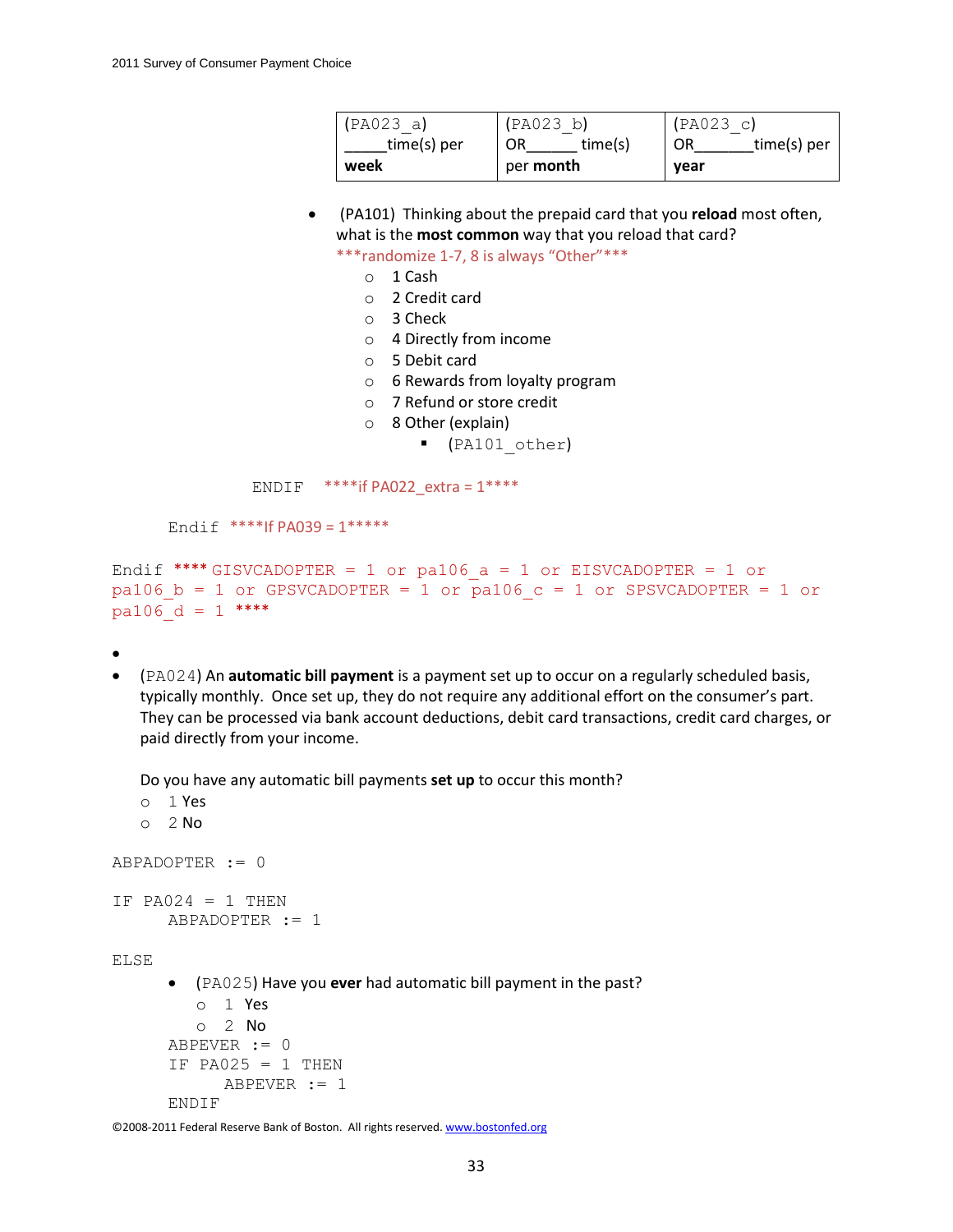| (PA023_a) _____time(s) per **week** | (PA023_b) OR______ time(s) per **month** | (PA023_c) OR_______time(s) per **year** |
|---|---|---|

- (PA101) Thinking about the prepaid card that you **reload** most often, what is the **most common** way that you reload that card?
  ***randomize 1-7, 8 is always "Other"***
  - 1 Cash
  - 2 Credit card
  - 3 Check
  - 4 Directly from income
  - 5 Debit card
  - 6 Rewards from loyalty program
  - 7 Refund or store credit
  - 8 Other (explain)
    - (PA101_other)

ENDIF ****if PA022_extra = 1****

Endif ****If PA039 = 1*****

Endif **** GISVCADOPTER = 1 or pa106_a = 1 or EISVCADOPTER = 1 or pa106_b = 1 or GPSVCADOPTER = 1 or pa106_c = 1 or SPSVCADOPTER = 1 or pa106_d = 1 ****

- (PA024) An **automatic bill payment** is a payment set up to occur on a regularly scheduled basis, typically monthly. Once set up, they do not require any additional effort on the consumer's part. They can be processed via bank account deductions, debit card transactions, credit card charges, or paid directly from your income.

  Do you have any automatic bill payments **set up** to occur this month?
  - 1 Yes
  - 2 No

```
ABPADOPTER := 0

IF PA024 = 1 THEN
      ABPADOPTER := 1

ELSE
```

- (PA025) Have you **ever** had automatic bill payment in the past?
  - 1 Yes
  - 2 No

```
ABPEVER := 0
IF PA025 = 1 THEN
      ABPEVER := 1
ENDIF
```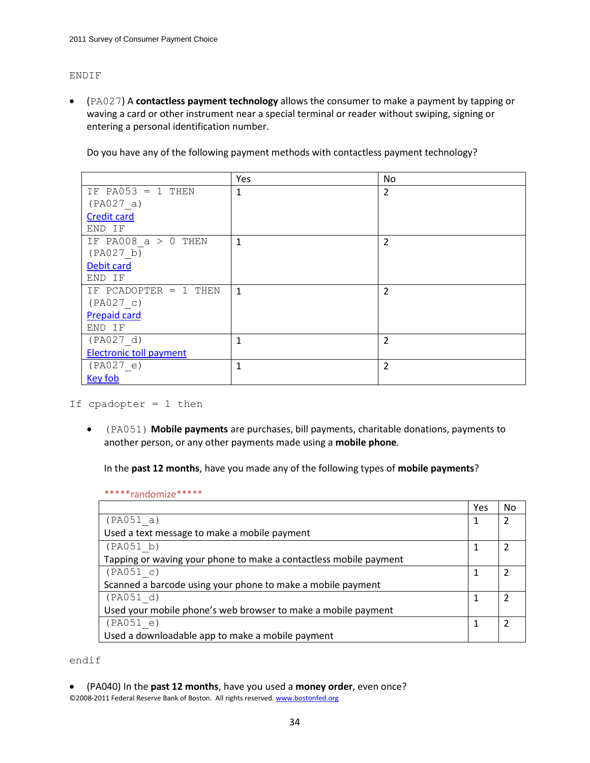ENDIF

- (PA027) A **contactless payment technology** allows the consumer to make a payment by tapping or waving a card or other instrument near a special terminal or reader without swiping, signing or entering a personal identification number.

  Do you have any of the following payment methods with contactless payment technology?

| | Yes | No |
|---|---|---|
| IF PA053 = 1 THEN (PA027_a) Credit card END IF | 1 | 2 |
| IF PA008_a > 0 THEN (PA027_b) Debit card END IF | 1 | 2 |
| IF PCADOPTER = 1 THEN (PA027_c) Prepaid card END IF | 1 | 2 |
| (PA027_d) Electronic toll payment | 1 | 2 |
| (PA027_e) Key fob | 1 | 2 |

If cpadopter = 1 then

- (PA051) **Mobile payments** are purchases, bill payments, charitable donations, payments to another person, or any other payments made using a **mobile phone**.

  In the **past 12 months**, have you made any of the following types of **mobile payments**?

  *****randomize*****

| | Yes | No |
|---|---|---|
| (PA051_a) Used a text message to make a mobile payment | 1 | 2 |
| (PA051_b) Tapping or waving your phone to make a contactless mobile payment | 1 | 2 |
| (PA051_c) Scanned a barcode using your phone to make a mobile payment | 1 | 2 |
| (PA051_d) Used your mobile phone's web browser to make a mobile payment | 1 | 2 |
| (PA051_e) Used a downloadable app to make a mobile payment | 1 | 2 |

endif

- (PA040) In the **past 12 months**, have you used a **money order**, even once?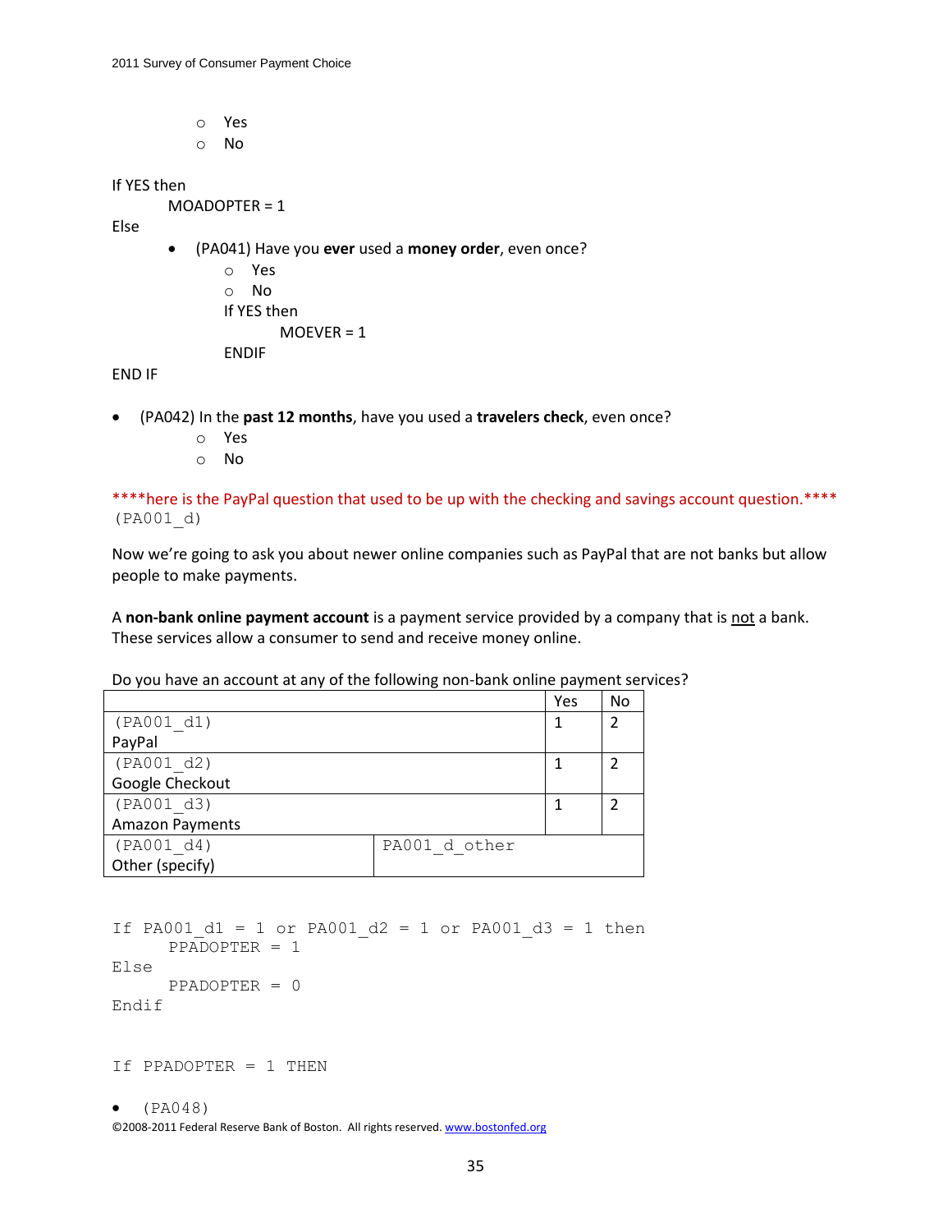- Yes
- No

If YES then
    MOADOPTER = 1
Else

- (PA041) Have you **ever** used a **money order**, even once?
    - Yes
    - No

    If YES then
        MOEVER = 1
    ENDIF

END IF

- (PA042) In the **past 12 months**, have you used a **travelers check**, even once?
    - Yes
    - No

****here is the PayPal question that used to be up with the checking and savings account question.****
(PA001_d)

Now we're going to ask you about newer online companies such as PayPal that are not banks but allow people to make payments.

A **non-bank online payment account** is a payment service provided by a company that is <u>not</u> a bank. These services allow a consumer to send and receive money online.

Do you have an account at any of the following non-bank online payment services?

| | | Yes | No |
|---|---|---|---|
| (PA001_d1) PayPal | | 1 | 2 |
| (PA001_d2) Google Checkout | | 1 | 2 |
| (PA001_d3) Amazon Payments | | 1 | 2 |
| (PA001_d4) Other (specify) | PA001_d_other | | |

```
If PA001_d1 = 1 or PA001_d2 = 1 or PA001_d3 = 1 then
      PPADOPTER = 1
Else
      PPADOPTER = 0
Endif
```

```
If PPADOPTER = 1 THEN
```

- (PA048)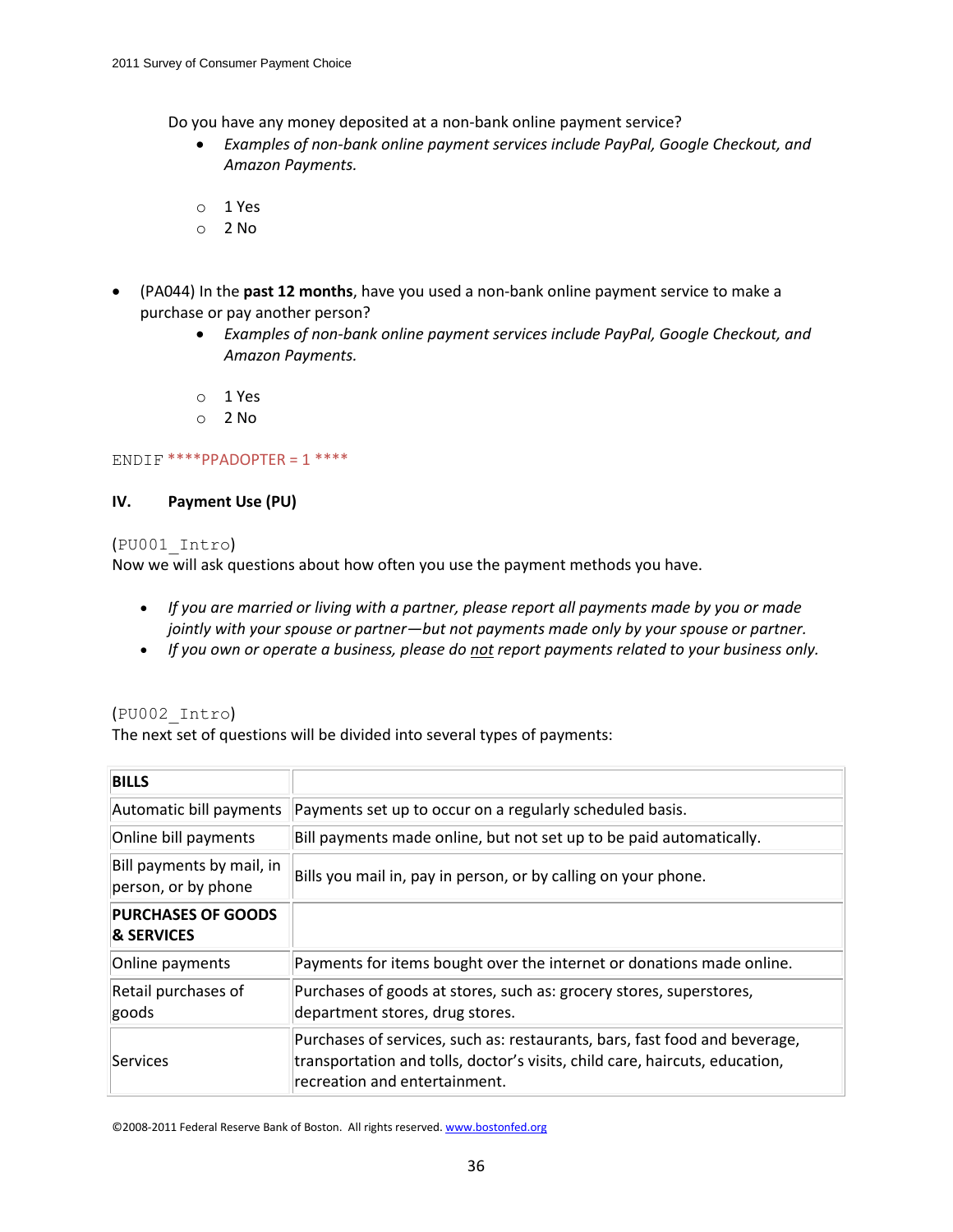Do you have any money deposited at a non-bank online payment service?

- *Examples of non-bank online payment services include PayPal, Google Checkout, and Amazon Payments.*

- 1 Yes
- 2 No

- (PA044) In the **past 12 months**, have you used a non-bank online payment service to make a purchase or pay another person?
    - *Examples of non-bank online payment services include PayPal, Google Checkout, and Amazon Payments.*

    - 1 Yes
    - 2 No

ENDIF ****PPADOPTER = 1 ****

## IV. Payment Use (PU)

(PU001_Intro)
Now we will ask questions about how often you use the payment methods you have.

- *If you are married or living with a partner, please report all payments made by you or made jointly with your spouse or partner—but not payments made only by your spouse or partner.*
- *If you own or operate a business, please do not report payments related to your business only.*

(PU002_Intro)
The next set of questions will be divided into several types of payments:

| **BILLS** | |
|---|---|
| Automatic bill payments | Payments set up to occur on a regularly scheduled basis. |
| Online bill payments | Bill payments made online, but not set up to be paid automatically. |
| Bill payments by mail, in person, or by phone | Bills you mail in, pay in person, or by calling on your phone. |
| **PURCHASES OF GOODS & SERVICES** | |
| Online payments | Payments for items bought over the internet or donations made online. |
| Retail purchases of goods | Purchases of goods at stores, such as: grocery stores, superstores, department stores, drug stores. |
| Services | Purchases of services, such as: restaurants, bars, fast food and beverage, transportation and tolls, doctor's visits, child care, haircuts, education, recreation and entertainment. |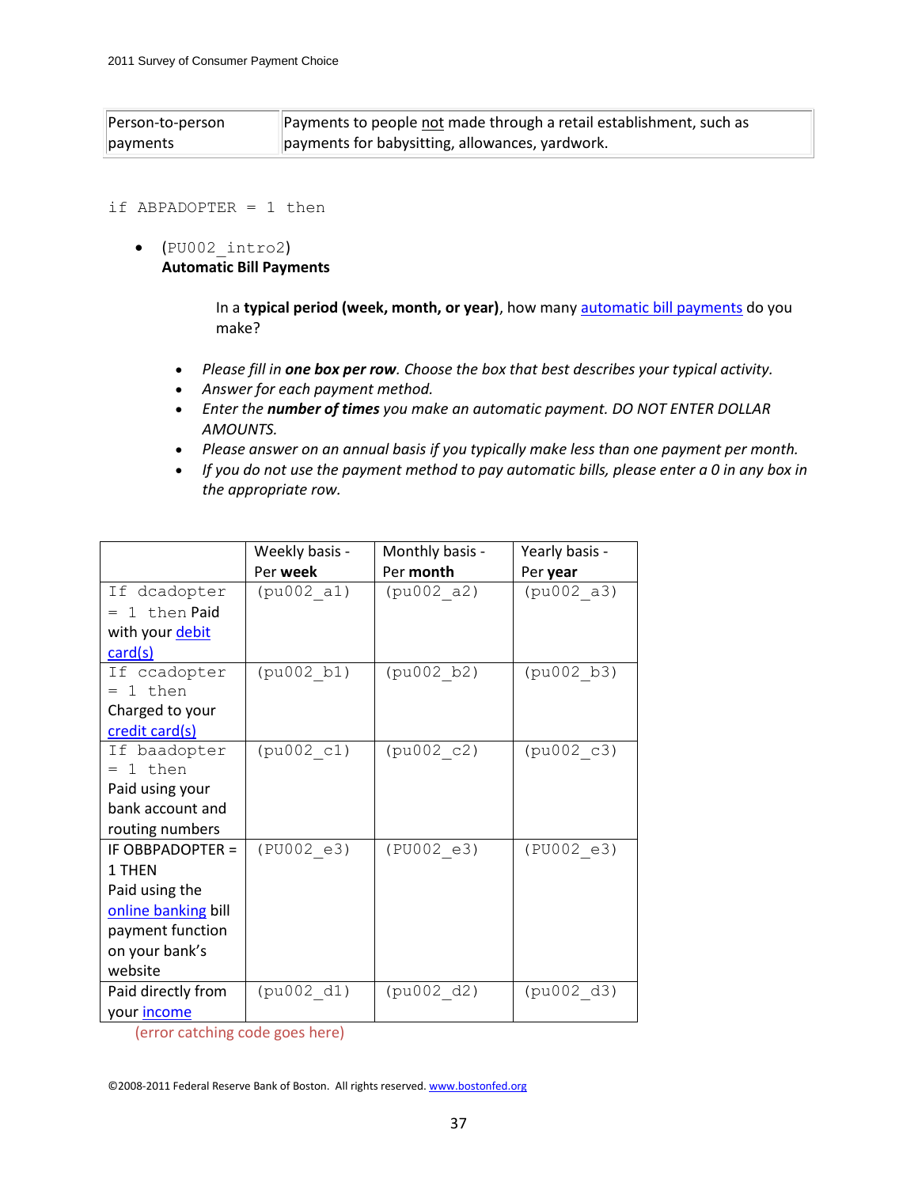| Person-to-person payments | Payments to people not made through a retail establishment, such as payments for babysitting, allowances, yardwork. |
|---|---|

```
if ABPADOPTER = 1 then
```

- (PU002_intro2)
  **Automatic Bill Payments**

  In a **typical period (week, month, or year)**, how many automatic bill payments do you make?

  - *Please fill in **one box per row**. Choose the box that best describes your typical activity.*
  - *Answer for each payment method.*
  - *Enter the **number of times** you make an automatic payment. DO NOT ENTER DOLLAR AMOUNTS.*
  - *Please answer on an annual basis if you typically make less than one payment per month.*
  - *If you do not use the payment method to pay automatic bills, please enter a 0 in any box in the appropriate row.*

| | Weekly basis - Per **week** | Monthly basis - Per **month** | Yearly basis - Per **year** |
|---|---|---|---|
| If dcadopter = 1 then Paid with your debit card(s) | (pu002_a1) | (pu002_a2) | (pu002_a3) |
| If ccadopter = 1 then Charged to your credit card(s) | (pu002_b1) | (pu002_b2) | (pu002_b3) |
| If baadopter = 1 then Paid using your bank account and routing numbers | (pu002_c1) | (pu002_c2) | (pu002_c3) |
| IF OBBPADOPTER = 1 THEN Paid using the online banking bill payment function on your bank's website | (PU002_e3) | (PU002_e3) | (PU002_e3) |
| Paid directly from your income | (pu002_d1) | (pu002_d2) | (pu002_d3) |

(error catching code goes here)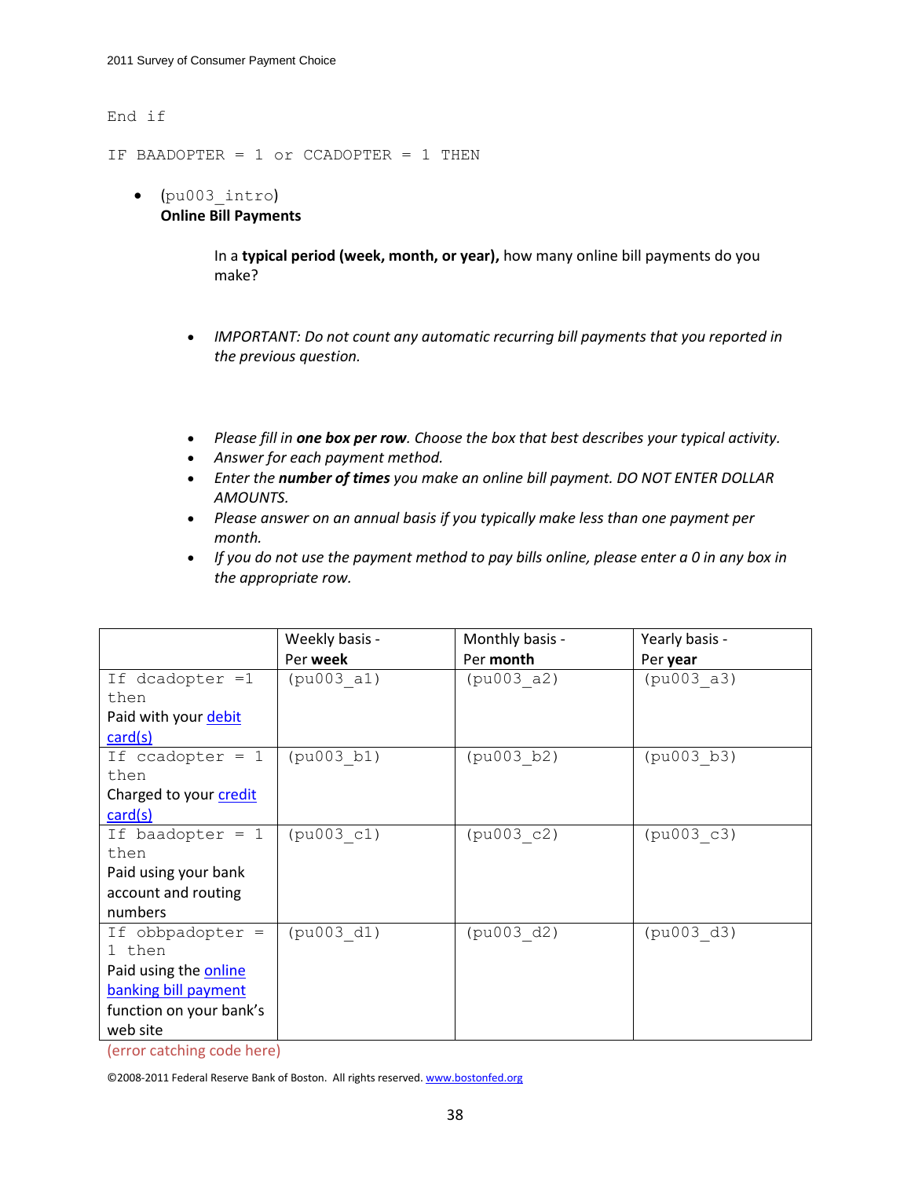```
End if

IF BAADOPTER = 1 or CCADOPTER = 1 THEN
```

- (pu003_intro)
  **Online Bill Payments**

  In a **typical period (week, month, or year),** how many online bill payments do you make?

  - *IMPORTANT: Do not count any automatic recurring bill payments that you reported in the previous question.*

  - *Please fill in **one box per row**. Choose the box that best describes your typical activity.*
  - *Answer for each payment method.*
  - *Enter the **number of times** you make an online bill payment. DO NOT ENTER DOLLAR AMOUNTS.*
  - *Please answer on an annual basis if you typically make less than one payment per month.*
  - *If you do not use the payment method to pay bills online, please enter a 0 in any box in the appropriate row.*

| | Weekly basis - Per **week** | Monthly basis - Per **month** | Yearly basis - Per **year** |
|---|---|---|---|
| If dcadopter =1 then Paid with your debit card(s) | (pu003_a1) | (pu003_a2) | (pu003_a3) |
| If ccadopter = 1 then Charged to your credit card(s) | (pu003_b1) | (pu003_b2) | (pu003_b3) |
| If baadopter = 1 then Paid using your bank account and routing numbers | (pu003_c1) | (pu003_c2) | (pu003_c3) |
| If obbpadopter = 1 then Paid using the online banking bill payment function on your bank's web site | (pu003_d1) | (pu003_d2) | (pu003_d3) |

(error catching code here)

©2008-2011 Federal Reserve Bank of Boston. All rights reserved. www.bostonfed.org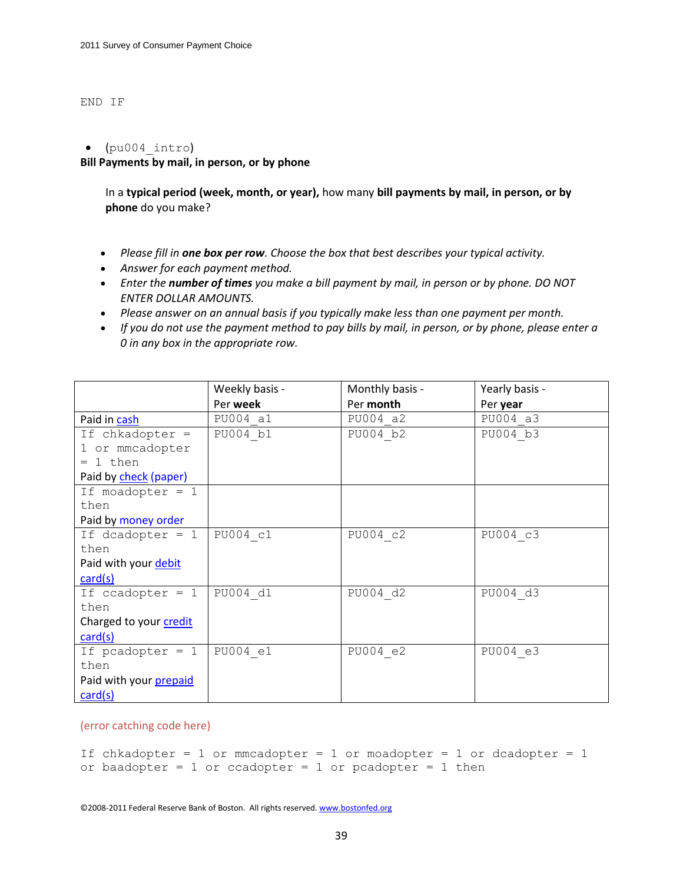END IF

- (pu004_intro)

**Bill Payments by mail, in person, or by phone**

In a **typical period (week, month, or year),** how many **bill payments by mail, in person, or by phone** do you make?

- *Please fill in* ***one box per row****. Choose the box that best describes your typical activity.*
- *Answer for each payment method.*
- *Enter the* ***number of times*** *you make a bill payment by mail, in person or by phone. DO NOT ENTER DOLLAR AMOUNTS.*
- *Please answer on an annual basis if you typically make less than one payment per month.*
- *If you do not use the payment method to pay bills by mail, in person, or by phone, please enter a 0 in any box in the appropriate row.*

| | Weekly basis - Per **week** | Monthly basis - Per **month** | Yearly basis - Per **year** |
|---|---|---|---|
| Paid in cash | PU004_a1 | PU004_a2 | PU004_a3 |
| If chkadopter = 1 or mmcadopter = 1 then Paid by check (paper) | PU004_b1 | PU004_b2 | PU004_b3 |
| If moadopter = 1 then Paid by money order | | | |
| If dcadopter = 1 then Paid with your debit card(s) | PU004_c1 | PU004_c2 | PU004_c3 |
| If ccadopter = 1 then Charged to your credit card(s) | PU004_d1 | PU004_d2 | PU004_d3 |
| If pcadopter = 1 then Paid with your prepaid card(s) | PU004_e1 | PU004_e2 | PU004_e3 |

(error catching code here)

```
If chkadopter = 1 or mmcadopter = 1 or moadopter = 1 or dcadopter = 1
or baadopter = 1 or ccadopter = 1 or pcadopter = 1 then
```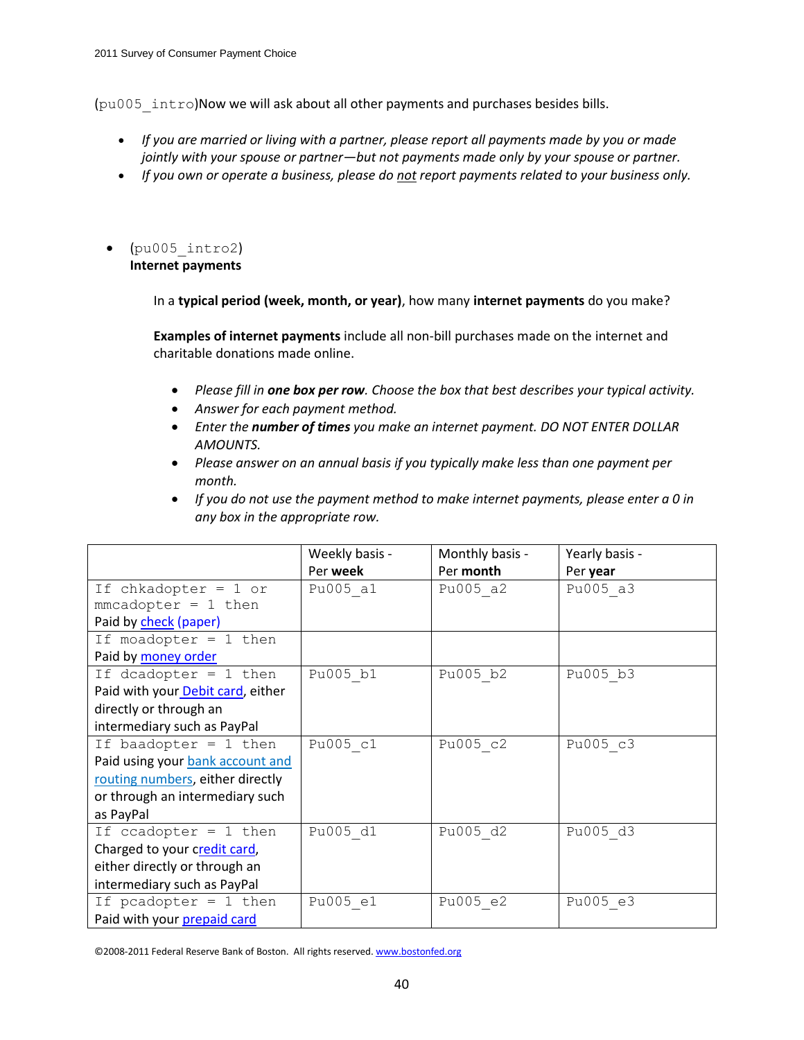(pu005_intro)Now we will ask about all other payments and purchases besides bills.

- *If you are married or living with a partner, please report all payments made by you or made jointly with your spouse or partner—but not payments made only by your spouse or partner.*
- *If you own or operate a business, please do not report payments related to your business only.*

- (pu005_intro2)
  **Internet payments**

  In a **typical period (week, month, or year)**, how many **internet payments** do you make?

  **Examples of internet payments** include all non-bill purchases made on the internet and charitable donations made online.

  - *Please fill in **one box per row**. Choose the box that best describes your typical activity.*
  - *Answer for each payment method.*
  - *Enter the **number of times** you make an internet payment. DO NOT ENTER DOLLAR AMOUNTS.*
  - *Please answer on an annual basis if you typically make less than one payment per month.*
  - *If you do not use the payment method to make internet payments, please enter a 0 in any box in the appropriate row.*

| | Weekly basis - Per **week** | Monthly basis - Per **month** | Yearly basis - Per **year** |
|---|---|---|---|
| If chkadopter = 1 or mmcadopter = 1 then Paid by check (paper) | Pu005_a1 | Pu005_a2 | Pu005_a3 |
| If moadopter = 1 then Paid by money order | | | |
| If dcadopter = 1 then Paid with your Debit card, either directly or through an intermediary such as PayPal | Pu005_b1 | Pu005_b2 | Pu005_b3 |
| If baadopter = 1 then Paid using your bank account and routing numbers, either directly or through an intermediary such as PayPal | Pu005_c1 | Pu005_c2 | Pu005_c3 |
| If ccadopter = 1 then Charged to your credit card, either directly or through an intermediary such as PayPal | Pu005_d1 | Pu005_d2 | Pu005_d3 |
| If pcadopter = 1 then Paid with your prepaid card | Pu005_e1 | Pu005_e2 | Pu005_e3 |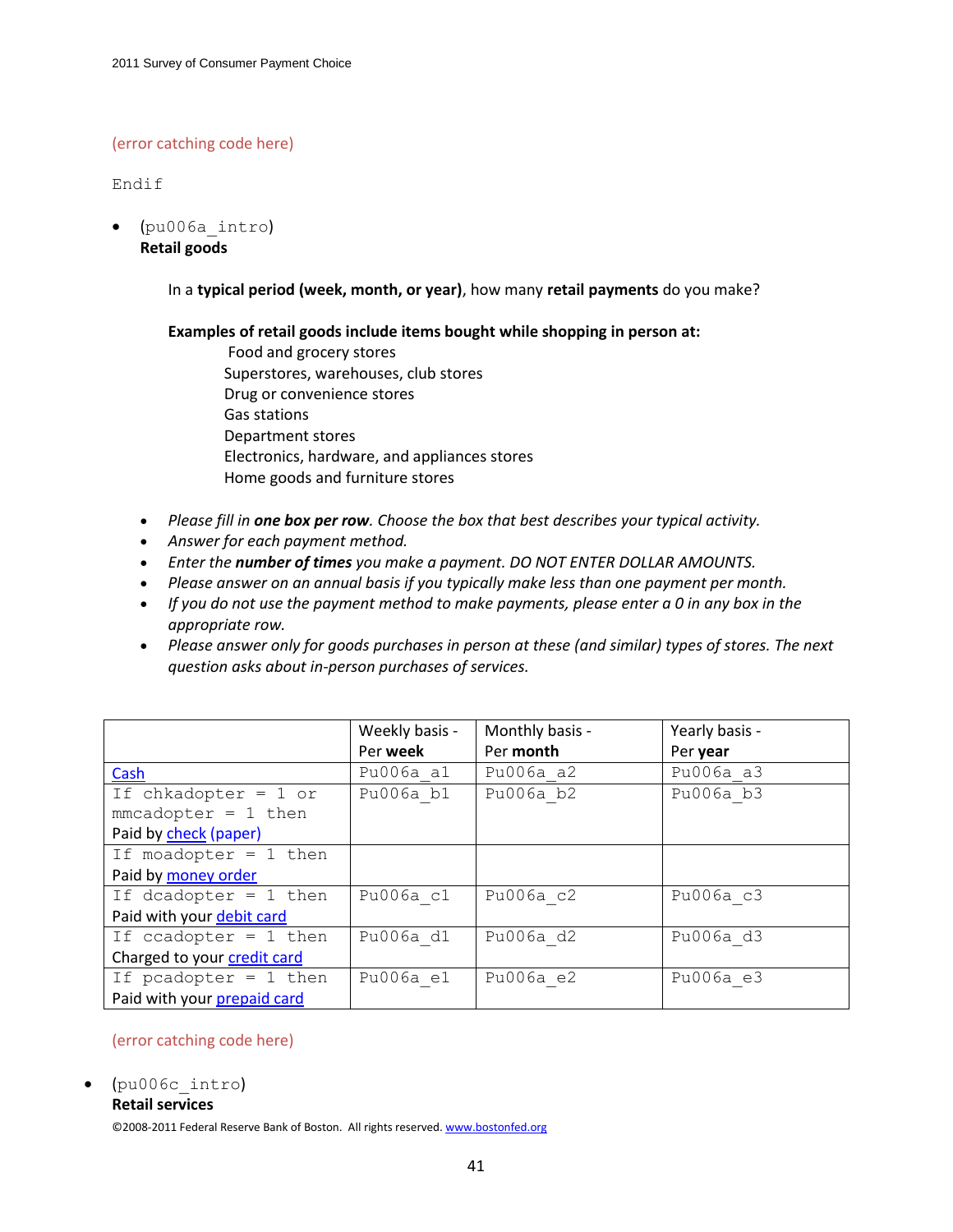(error catching code here)

Endif

- (pu006a_intro)
  **Retail goods**

  In a **typical period (week, month, or year)**, how many **retail payments** do you make?

  **Examples of retail goods include items bought while shopping in person at:**
  Food and grocery stores
  Superstores, warehouses, club stores
  Drug or convenience stores
  Gas stations
  Department stores
  Electronics, hardware, and appliances stores
  Home goods and furniture stores

- *Please fill in **one box per row**. Choose the box that best describes your typical activity.*
- *Answer for each payment method.*
- *Enter the **number of times** you make a payment. DO NOT ENTER DOLLAR AMOUNTS.*
- *Please answer on an annual basis if you typically make less than one payment per month.*
- *If you do not use the payment method to make payments, please enter a 0 in any box in the appropriate row.*
- *Please answer only for goods purchases in person at these (and similar) types of stores. The next question asks about in-person purchases of services.*

| | Weekly basis - Per **week** | Monthly basis - Per **month** | Yearly basis - Per **year** |
|---|---|---|---|
| Cash | Pu006a_a1 | Pu006a_a2 | Pu006a_a3 |
| If chkadopter = 1 or mmcadopter = 1 then Paid by check (paper) | Pu006a_b1 | Pu006a_b2 | Pu006a_b3 |
| If moadopter = 1 then Paid by money order | | | |
| If dcadopter = 1 then Paid with your debit card | Pu006a_c1 | Pu006a_c2 | Pu006a_c3 |
| If ccadopter = 1 then Charged to your credit card | Pu006a_d1 | Pu006a_d2 | Pu006a_d3 |
| If pcadopter = 1 then Paid with your prepaid card | Pu006a_e1 | Pu006a_e2 | Pu006a_e3 |

(error catching code here)

- (pu006c_intro)
  **Retail services**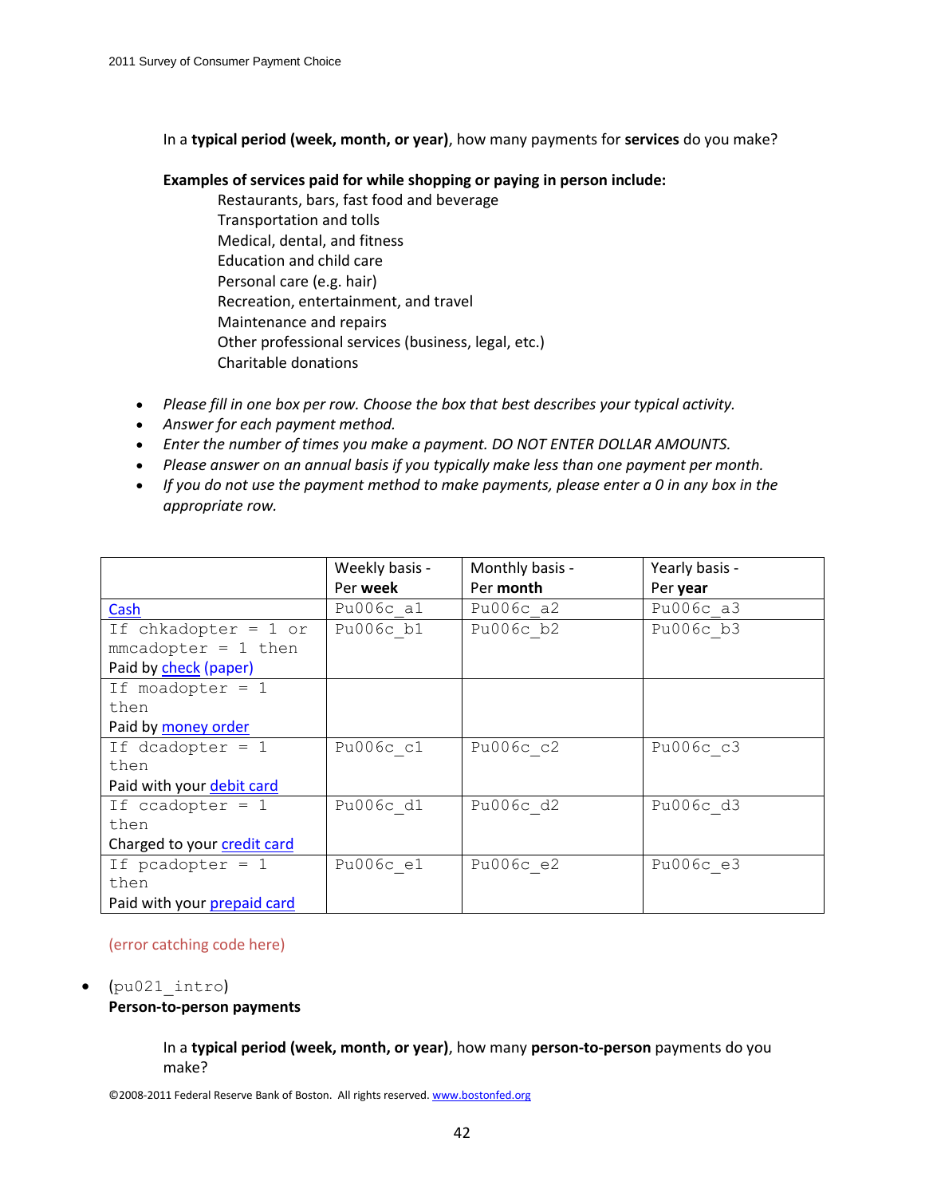In a **typical period (week, month, or year)**, how many payments for **services** do you make?

**Examples of services paid for while shopping or paying in person include:**

Restaurants, bars, fast food and beverage
Transportation and tolls
Medical, dental, and fitness
Education and child care
Personal care (e.g. hair)
Recreation, entertainment, and travel
Maintenance and repairs
Other professional services (business, legal, etc.)
Charitable donations

- *Please fill in one box per row. Choose the box that best describes your typical activity.*
- *Answer for each payment method.*
- *Enter the number of times you make a payment. DO NOT ENTER DOLLAR AMOUNTS.*
- *Please answer on an annual basis if you typically make less than one payment per month.*
- *If you do not use the payment method to make payments, please enter a 0 in any box in the appropriate row.*

| | Weekly basis - Per **week** | Monthly basis - Per **month** | Yearly basis - Per **year** |
|---|---|---|---|
| Cash | Pu006c_a1 | Pu006c_a2 | Pu006c_a3 |
| If chkadopter = 1 or mmcadopter = 1 then Paid by check (paper) | Pu006c_b1 | Pu006c_b2 | Pu006c_b3 |
| If moadopter = 1 then Paid by money order | | | |
| If dcadopter = 1 then Paid with your debit card | Pu006c_c1 | Pu006c_c2 | Pu006c_c3 |
| If ccadopter = 1 then Charged to your credit card | Pu006c_d1 | Pu006c_d2 | Pu006c_d3 |
| If pcadopter = 1 then Paid with your prepaid card | Pu006c_e1 | Pu006c_e2 | Pu006c_e3 |

(error catching code here)

- (pu021_intro)
  **Person-to-person payments**

  In a **typical period (week, month, or year)**, how many **person-to-person** payments do you make?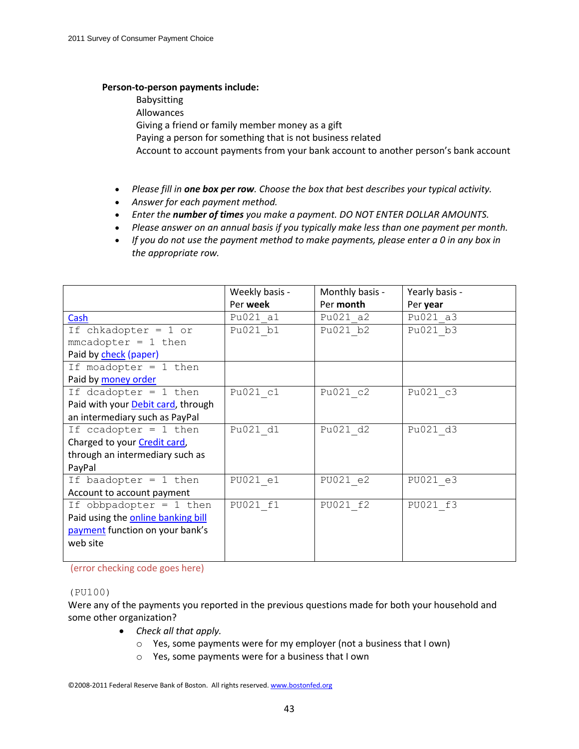**Person-to-person payments include:**

Babysitting
Allowances
Giving a friend or family member money as a gift
Paying a person for something that is not business related
Account to account payments from your bank account to another person's bank account

- *Please fill in **one box per row**. Choose the box that best describes your typical activity.*
- *Answer for each payment method.*
- *Enter the **number of times** you make a payment. DO NOT ENTER DOLLAR AMOUNTS.*
- *Please answer on an annual basis if you typically make less than one payment per month.*
- *If you do not use the payment method to make payments, please enter a 0 in any box in the appropriate row.*

| | Weekly basis - Per **week** | Monthly basis - Per **month** | Yearly basis - Per **year** |
|---|---|---|---|
| Cash | Pu021_a1 | Pu021_a2 | Pu021_a3 |
| If chkadopter = 1 or mmcadopter = 1 then Paid by check (paper) | Pu021_b1 | Pu021_b2 | Pu021_b3 |
| If moadopter = 1 then Paid by money order | | | |
| If dcadopter = 1 then Paid with your Debit card, through an intermediary such as PayPal | Pu021_c1 | Pu021_c2 | Pu021_c3 |
| If ccadopter = 1 then Charged to your Credit card, through an intermediary such as PayPal | Pu021_d1 | Pu021_d2 | Pu021_d3 |
| If baadopter = 1 then Account to account payment | PU021_e1 | PU021_e2 | PU021_e3 |
| If obbpadopter = 1 then Paid using the online banking bill payment function on your bank's web site | PU021_f1 | PU021_f2 | PU021_f3 |

(error checking code goes here)

(PU100)
Were any of the payments you reported in the previous questions made for both your household and some other organization?

- *Check all that apply.*
  - Yes, some payments were for my employer (not a business that I own)
  - Yes, some payments were for a business that I own

©2008-2011 Federal Reserve Bank of Boston. All rights reserved. www.bostonfed.org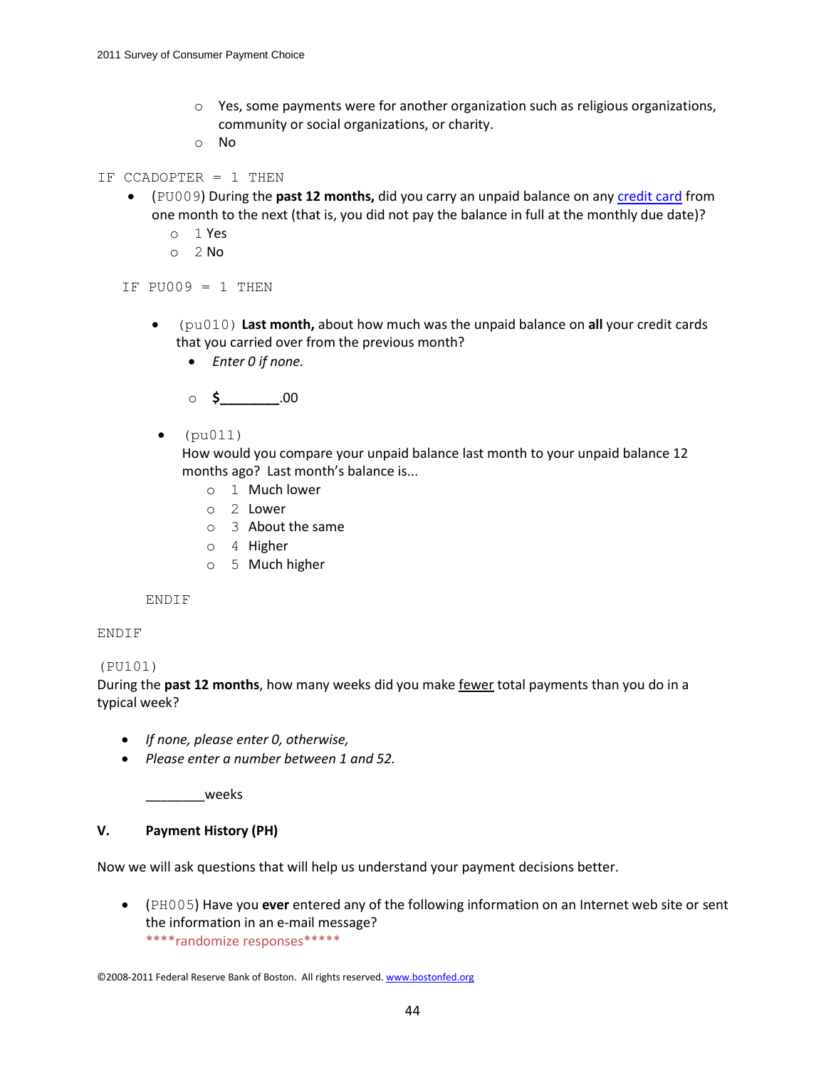- Yes, some payments were for another organization such as religious organizations, community or social organizations, or charity.
- No

```
IF CCADOPTER = 1 THEN
```

- (PU009) During the **past 12 months,** did you carry an unpaid balance on any credit card from one month to the next (that is, you did not pay the balance in full at the monthly due date)?
  - 1 Yes
  - 2 No

```
IF PU009 = 1 THEN
```

- (pu010) **Last month,** about how much was the unpaid balance on **all** your credit cards that you carried over from the previous month?
  - *Enter 0 if none.*
  - **$________**.00

- (pu011)
  How would you compare your unpaid balance last month to your unpaid balance 12 months ago? Last month's balance is...
  - 1 Much lower
  - 2 Lower
  - 3 About the same
  - 4 Higher
  - 5 Much higher

```
ENDIF
ENDIF
```

(PU101)
During the **past 12 months**, how many weeks did you make fewer total payments than you do in a typical week?

- *If none, please enter 0, otherwise,*
- *Please enter a number between 1 and 52.*

________weeks

## V. Payment History (PH)

Now we will ask questions that will help us understand your payment decisions better.

- (PH005) Have you **ever** entered any of the following information on an Internet web site or sent the information in an e-mail message?
  ****randomize responses*****

©2008-2011 Federal Reserve Bank of Boston. All rights reserved. www.bostonfed.org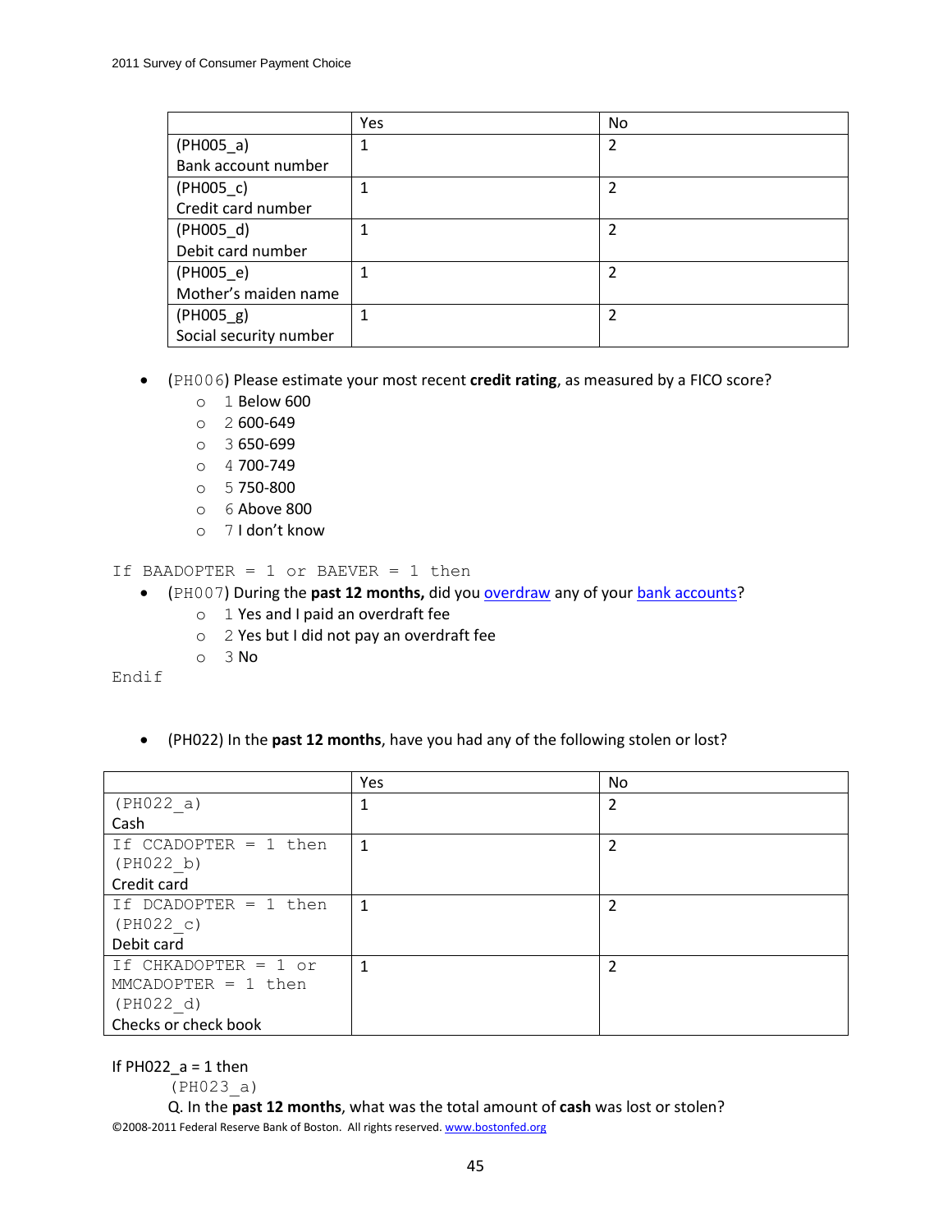| | Yes | No |
|---|---|---|
| (PH005_a) Bank account number | 1 | 2 |
| (PH005_c) Credit card number | 1 | 2 |
| (PH005_d) Debit card number | 1 | 2 |
| (PH005_e) Mother's maiden name | 1 | 2 |
| (PH005_g) Social security number | 1 | 2 |

- (PH006) Please estimate your most recent **credit rating**, as measured by a FICO score?
  - 1 Below 600
  - 2 600-649
  - 3 650-699
  - 4 700-749
  - 5 750-800
  - 6 Above 800
  - 7 I don't know

If BAADOPTER = 1 or BAEVER = 1 then

- (PH007) During the **past 12 months,** did you overdraw any of your bank accounts?
  - 1 Yes and I paid an overdraft fee
  - 2 Yes but I did not pay an overdraft fee
  - 3 No

Endif

- (PH022) In the **past 12 months**, have you had any of the following stolen or lost?

| | Yes | No |
|---|---|---|
| (PH022_a) Cash | 1 | 2 |
| If CCADOPTER = 1 then (PH022_b) Credit card | 1 | 2 |
| If DCADOPTER = 1 then (PH022_c) Debit card | 1 | 2 |
| If CHKADOPTER = 1 or MMCADOPTER = 1 then (PH022_d) Checks or check book | 1 | 2 |

If PH022_a = 1 then

(PH023_a)

Q. In the **past 12 months**, what was the total amount of **cash** was lost or stolen?

©2008-2011 Federal Reserve Bank of Boston. All rights reserved. www.bostonfed.org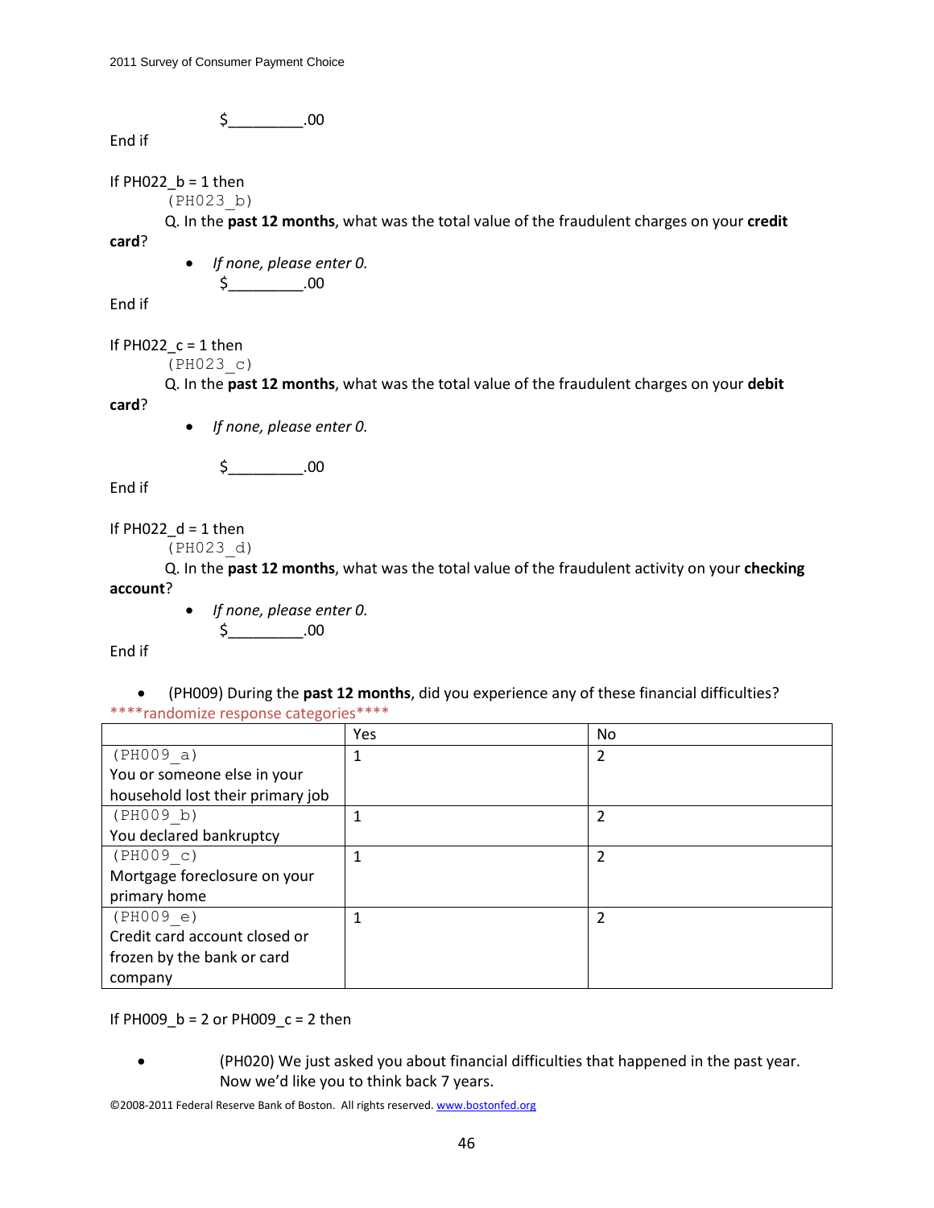$_________.00

End if

If PH022_b = 1 then

(PH023_b)

Q. In the **past 12 months**, what was the total value of the fraudulent charges on your **credit card**?

- *If none, please enter 0.*

$_________.00

End if

If PH022_c = 1 then

(PH023_c)

Q. In the **past 12 months**, what was the total value of the fraudulent charges on your **debit card**?

- *If none, please enter 0.*

$_________.00

End if

If PH022_d = 1 then

(PH023_d)

Q. In the **past 12 months**, what was the total value of the fraudulent activity on your **checking account**?

- *If none, please enter 0.*

$_________.00

End if

- (PH009) During the **past 12 months**, did you experience any of these financial difficulties?

****randomize response categories****

| | Yes | No |
|---|---|---|
| (PH009_a) You or someone else in your household lost their primary job | 1 | 2 |
| (PH009_b) You declared bankruptcy | 1 | 2 |
| (PH009_c) Mortgage foreclosure on your primary home | 1 | 2 |
| (PH009_e) Credit card account closed or frozen by the bank or card company | 1 | 2 |

If PH009_b = 2 or PH009_c = 2 then

- (PH020) We just asked you about financial difficulties that happened in the past year. Now we'd like you to think back 7 years.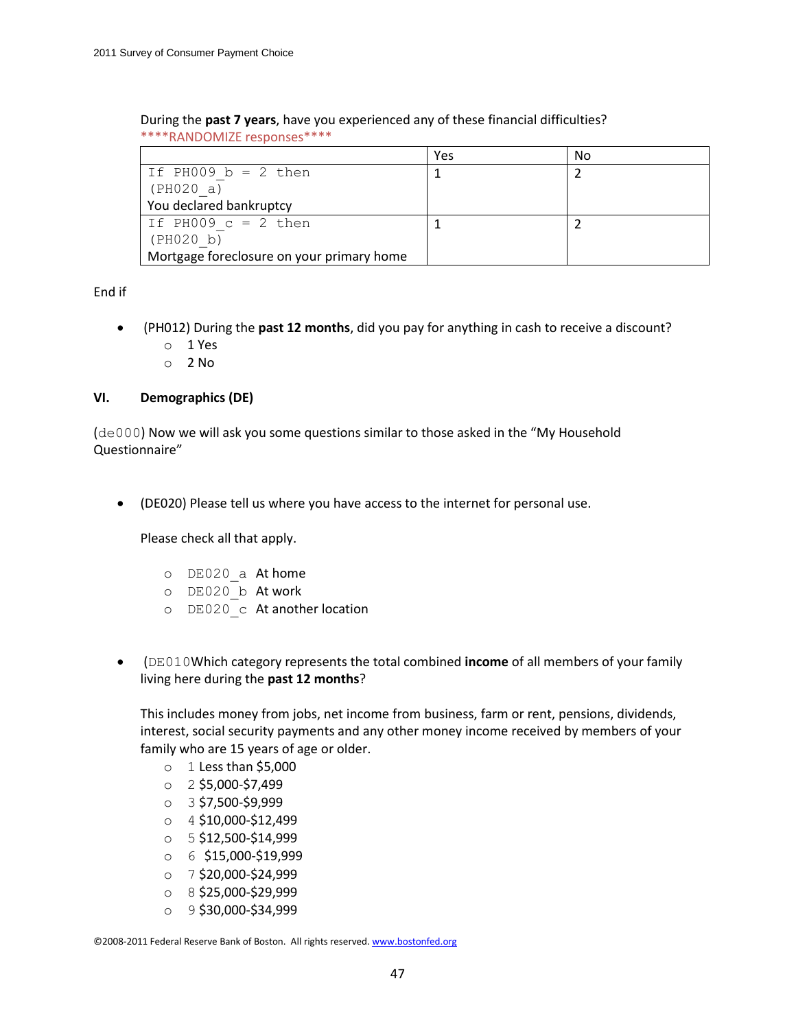During the **past 7 years**, have you experienced any of these financial difficulties?
****RANDOMIZE responses****

| | Yes | No |
|---|---|---|
| If PH009_b = 2 then (PH020_a) You declared bankruptcy | 1 | 2 |
| If PH009_c = 2 then (PH020_b) Mortgage foreclosure on your primary home | 1 | 2 |

End if

- (PH012) During the **past 12 months**, did you pay for anything in cash to receive a discount?
  - 1 Yes
  - 2 No

## VI. Demographics (DE)

(de000) Now we will ask you some questions similar to those asked in the "My Household Questionnaire"

- (DE020) Please tell us where you have access to the internet for personal use.

  Please check all that apply.

  - DE020_a At home
  - DE020_b At work
  - DE020_c At another location

- (DE010Which category represents the total combined **income** of all members of your family living here during the **past 12 months**?

  This includes money from jobs, net income from business, farm or rent, pensions, dividends, interest, social security payments and any other money income received by members of your family who are 15 years of age or older.

  - 1 Less than $5,000
  - 2 $5,000-$7,499
  - 3 $7,500-$9,999
  - 4 $10,000-$12,499
  - 5 $12,500-$14,999
  - 6 $15,000-$19,999
  - 7 $20,000-$24,999
  - 8 $25,000-$29,999
  - 9 $30,000-$34,999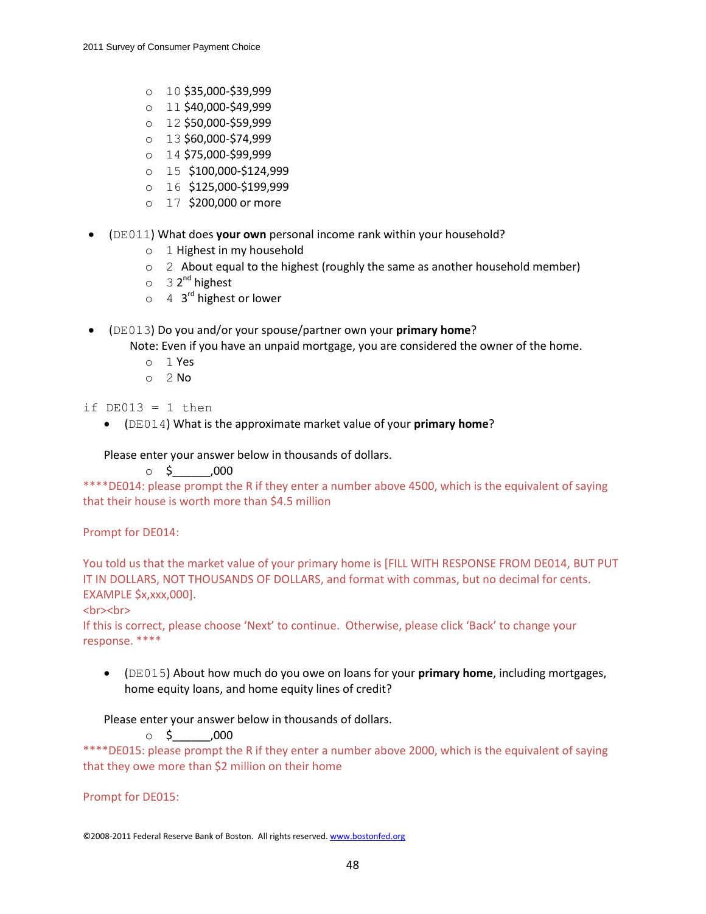- 10 $35,000-$39,999
- 11 $40,000-$49,999
- 12 $50,000-$59,999
- 13 $60,000-$74,999
- 14 $75,000-$99,999
- 15 $100,000-$124,999
- 16 $125,000-$199,999
- 17 $200,000 or more

- (DE011) What does **your own** personal income rank within your household?
  - 1 Highest in my household
  - 2 About equal to the highest (roughly the same as another household member)
  - 3 2nd highest
  - 4 3rd highest or lower

- (DE013) Do you and/or your spouse/partner own your **primary home**?
  Note: Even if you have an unpaid mortgage, you are considered the owner of the home.
  - 1 Yes
  - 2 No

if DE013 = 1 then

- (DE014) What is the approximate market value of your **primary home**?

Please enter your answer below in thousands of dollars.

- $______,000

****DE014: please prompt the R if they enter a number above 4500, which is the equivalent of saying that their house is worth more than $4.5 million

Prompt for DE014:

You told us that the market value of your primary home is [FILL WITH RESPONSE FROM DE014, BUT PUT IT IN DOLLARS, NOT THOUSANDS OF DOLLARS, and format with commas, but no decimal for cents. EXAMPLE $x,xxx,000].
<br><br>
If this is correct, please choose 'Next' to continue. Otherwise, please click 'Back' to change your response. ****

- (DE015) About how much do you owe on loans for your **primary home**, including mortgages, home equity loans, and home equity lines of credit?

Please enter your answer below in thousands of dollars.

- $______,000

****DE015: please prompt the R if they enter a number above 2000, which is the equivalent of saying that they owe more than $2 million on their home

Prompt for DE015:

©2008-2011 Federal Reserve Bank of Boston. All rights reserved. www.bostonfed.org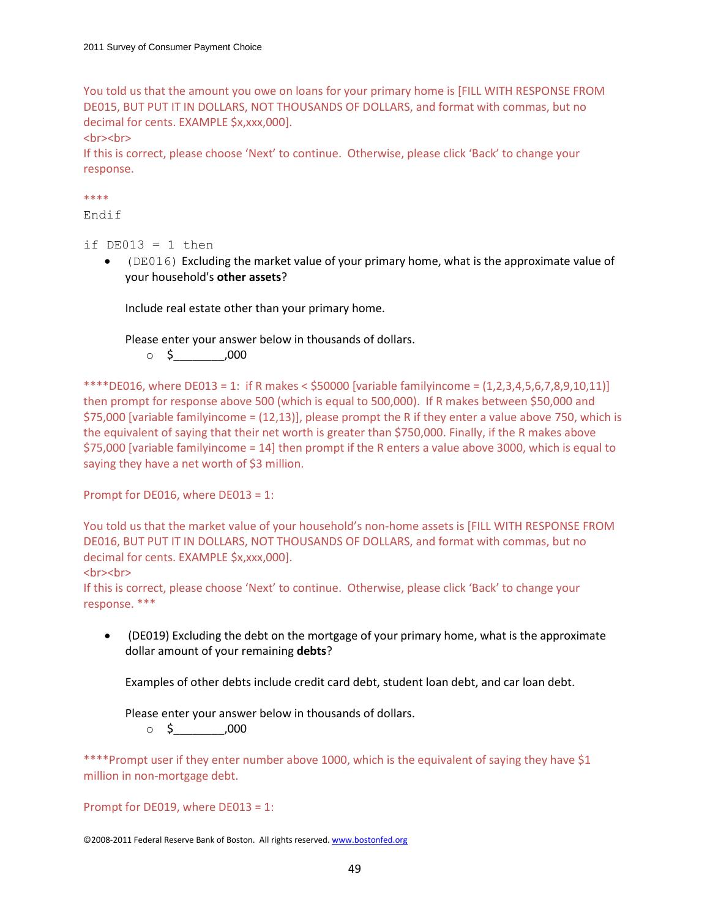You told us that the amount you owe on loans for your primary home is [FILL WITH RESPONSE FROM DE015, BUT PUT IT IN DOLLARS, NOT THOUSANDS OF DOLLARS, and format with commas, but no decimal for cents. EXAMPLE $x,xxx,000].
<br><br>
If this is correct, please choose 'Next' to continue. Otherwise, please click 'Back' to change your response.

****
```
Endif

if DE013 = 1 then
```

- (DE016) Excluding the market value of your primary home, what is the approximate value of your household's **other assets**?

  Include real estate other than your primary home.

  Please enter your answer below in thousands of dollars.
  - $________,000

****DE016, where DE013 = 1: if R makes < $50000 [variable familyincome = (1,2,3,4,5,6,7,8,9,10,11)] then prompt for response above 500 (which is equal to 500,000). If R makes between $50,000 and $75,000 [variable familyincome = (12,13)], please prompt the R if they enter a value above 750, which is the equivalent of saying that their net worth is greater than $750,000. Finally, if the R makes above $75,000 [variable familyincome = 14] then prompt if the R enters a value above 3000, which is equal to saying they have a net worth of $3 million.

Prompt for DE016, where DE013 = 1:

You told us that the market value of your household's non-home assets is [FILL WITH RESPONSE FROM DE016, BUT PUT IT IN DOLLARS, NOT THOUSANDS OF DOLLARS, and format with commas, but no decimal for cents. EXAMPLE $x,xxx,000].
<br><br>
If this is correct, please choose 'Next' to continue. Otherwise, please click 'Back' to change your response. ***

- (DE019) Excluding the debt on the mortgage of your primary home, what is the approximate dollar amount of your remaining **debts**?

  Examples of other debts include credit card debt, student loan debt, and car loan debt.

  Please enter your answer below in thousands of dollars.
  - $________,000

****Prompt user if they enter number above 1000, which is the equivalent of saying they have $1 million in non-mortgage debt.

Prompt for DE019, where DE013 = 1: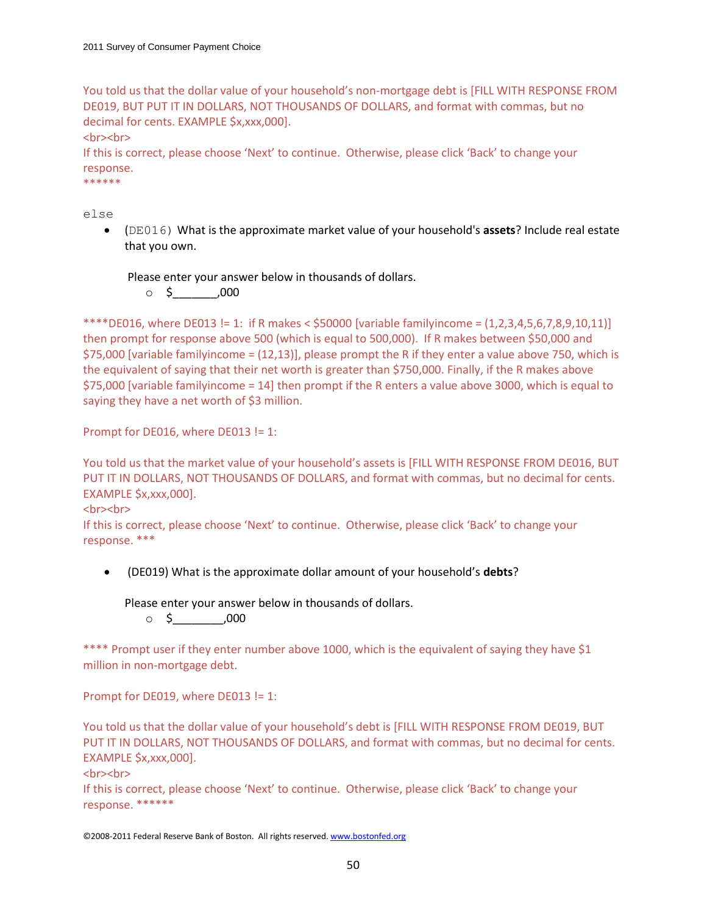You told us that the dollar value of your household's non-mortgage debt is [FILL WITH RESPONSE FROM DE019, BUT PUT IT IN DOLLARS, NOT THOUSANDS OF DOLLARS, and format with commas, but no decimal for cents. EXAMPLE $x,xxx,000].
<br><br>
If this is correct, please choose 'Next' to continue. Otherwise, please click 'Back' to change your response.
******

```
else
```

- (DE016) What is the approximate market value of your household's **assets**? Include real estate that you own.

  Please enter your answer below in thousands of dollars.
  - $_______,000

****DE016, where DE013 != 1: if R makes < $50000 [variable familyincome = (1,2,3,4,5,6,7,8,9,10,11)] then prompt for response above 500 (which is equal to 500,000). If R makes between $50,000 and $75,000 [variable familyincome = (12,13)], please prompt the R if they enter a value above 750, which is the equivalent of saying that their net worth is greater than $750,000. Finally, if the R makes above $75,000 [variable familyincome = 14] then prompt if the R enters a value above 3000, which is equal to saying they have a net worth of $3 million.

Prompt for DE016, where DE013 != 1:

You told us that the market value of your household's assets is [FILL WITH RESPONSE FROM DE016, BUT PUT IT IN DOLLARS, NOT THOUSANDS OF DOLLARS, and format with commas, but no decimal for cents. EXAMPLE $x,xxx,000].
<br><br>
If this is correct, please choose 'Next' to continue. Otherwise, please click 'Back' to change your response. ***

- (DE019) What is the approximate dollar amount of your household's **debts**?

  Please enter your answer below in thousands of dollars.
  - $________,000

**** Prompt user if they enter number above 1000, which is the equivalent of saying they have $1 million in non-mortgage debt.

Prompt for DE019, where DE013 != 1:

You told us that the dollar value of your household's debt is [FILL WITH RESPONSE FROM DE019, BUT PUT IT IN DOLLARS, NOT THOUSANDS OF DOLLARS, and format with commas, but no decimal for cents. EXAMPLE $x,xxx,000].
<br><br>
If this is correct, please choose 'Next' to continue. Otherwise, please click 'Back' to change your response. ******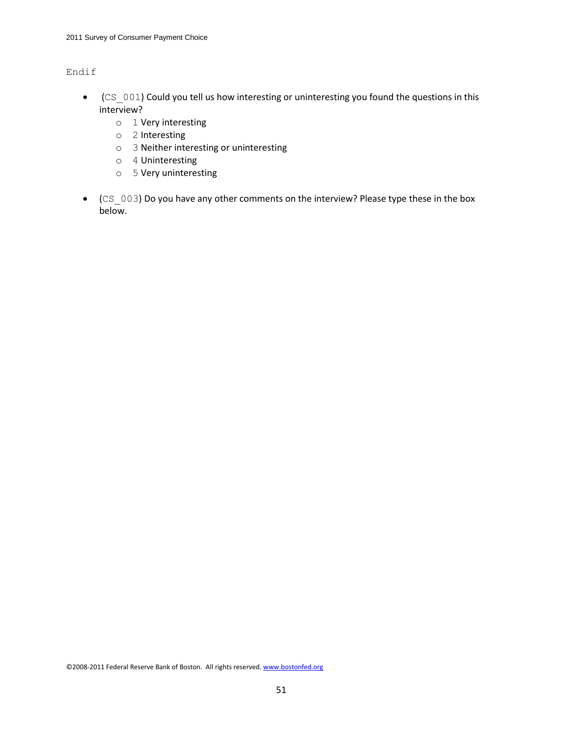Endif

- (CS_001) Could you tell us how interesting or uninteresting you found the questions in this interview?
    - 1 Very interesting
    - 2 Interesting
    - 3 Neither interesting or uninteresting
    - 4 Uninteresting
    - 5 Very uninteresting

- (CS_003) Do you have any other comments on the interview? Please type these in the box below.

©2008-2011 Federal Reserve Bank of Boston. All rights reserved. www.bostonfed.org